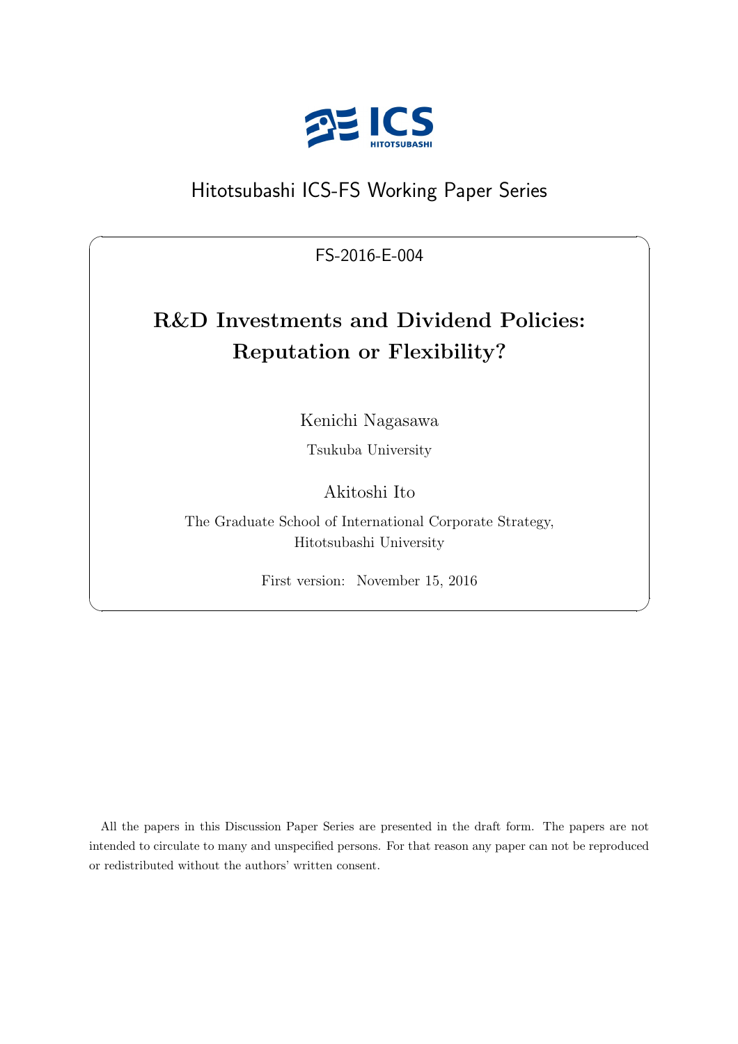Hitotsubashi ICS-FS Working Paper Series

FS-2016-E-004

# R&D Investments and Dividend Policies: Reputation or Flexibility?

Kenichi Nagasawa

Tsukuba University

Akitoshi Ito

The Graduate School of International Corporate Strategy, Hitotsubashi University

First version: November 15, 2016

All the papers in this Discussion Paper Series are presented in the draft form. The papers are not intended to circulate to many and unspecified persons. For that reason any paper can not be reproduced or redistributed without the authors' written consent.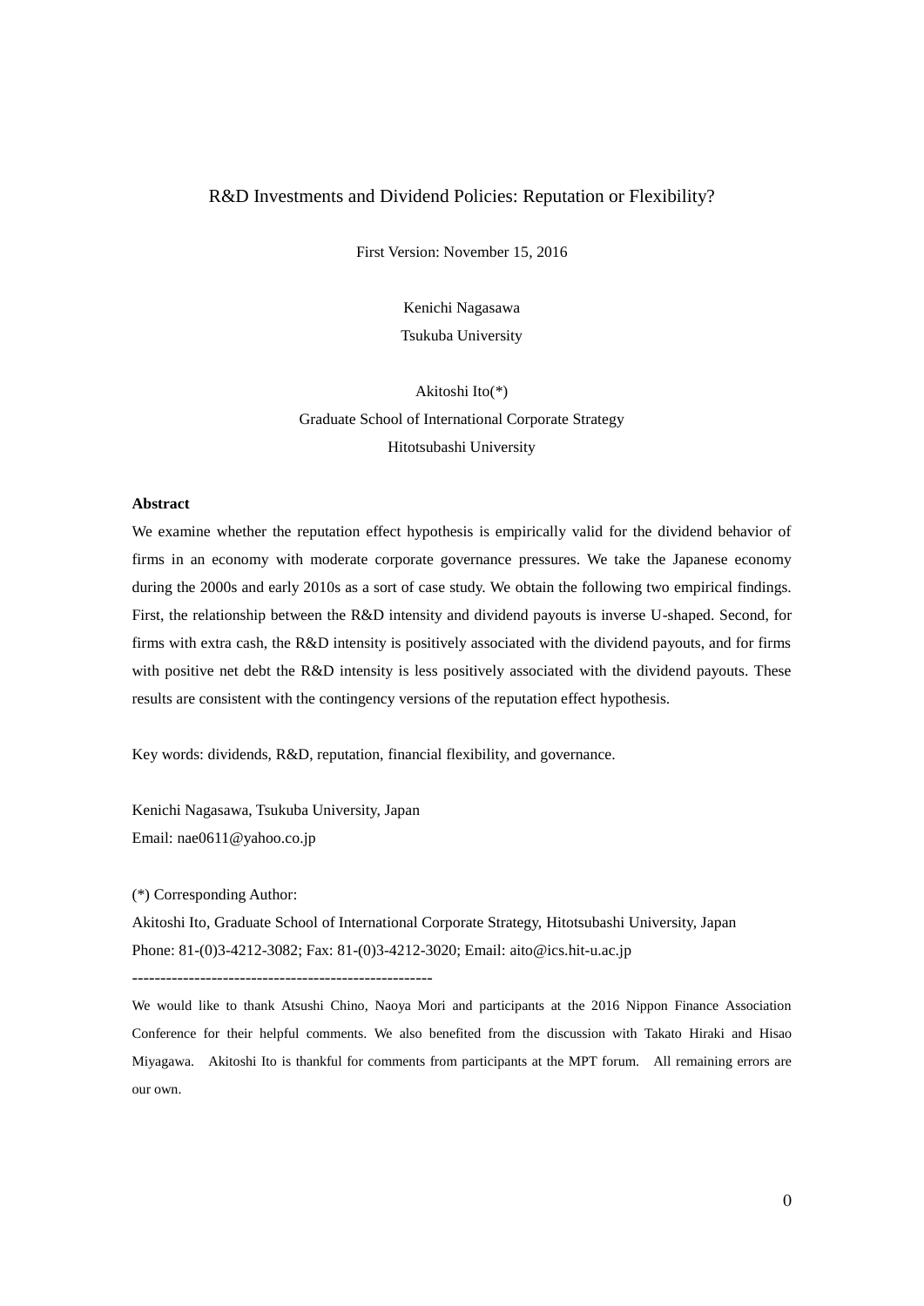# R&D Investments and Dividend Policies: Reputation or Flexibility?

First Version: November 15, 2016

Kenichi Nagasawa
Tsukuba University

Akitoshi Ito(*)
Graduate School of International Corporate Strategy
Hitotsubashi University

**Abstract**

We examine whether the reputation effect hypothesis is empirically valid for the dividend behavior of firms in an economy with moderate corporate governance pressures. We take the Japanese economy during the 2000s and early 2010s as a sort of case study. We obtain the following two empirical findings. First, the relationship between the R&D intensity and dividend payouts is inverse U-shaped. Second, for firms with extra cash, the R&D intensity is positively associated with the dividend payouts, and for firms with positive net debt the R&D intensity is less positively associated with the dividend payouts. These results are consistent with the contingency versions of the reputation effect hypothesis.

Key words: dividends, R&D, reputation, financial flexibility, and governance.

Kenichi Nagasawa, Tsukuba University, Japan
Email: nae0611@yahoo.co.jp

(*) Corresponding Author:
Akitoshi Ito, Graduate School of International Corporate Strategy, Hitotsubashi University, Japan
Phone: 81-(0)3-4212-3082; Fax: 81-(0)3-4212-3020; Email: aito@ics.hit-u.ac.jp

-----------------------------------------------------

We would like to thank Atsushi Chino, Naoya Mori and participants at the 2016 Nippon Finance Association Conference for their helpful comments. We also benefited from the discussion with Takato Hiraki and Hisao Miyagawa. Akitoshi Ito is thankful for comments from participants at the MPT forum. All remaining errors are our own.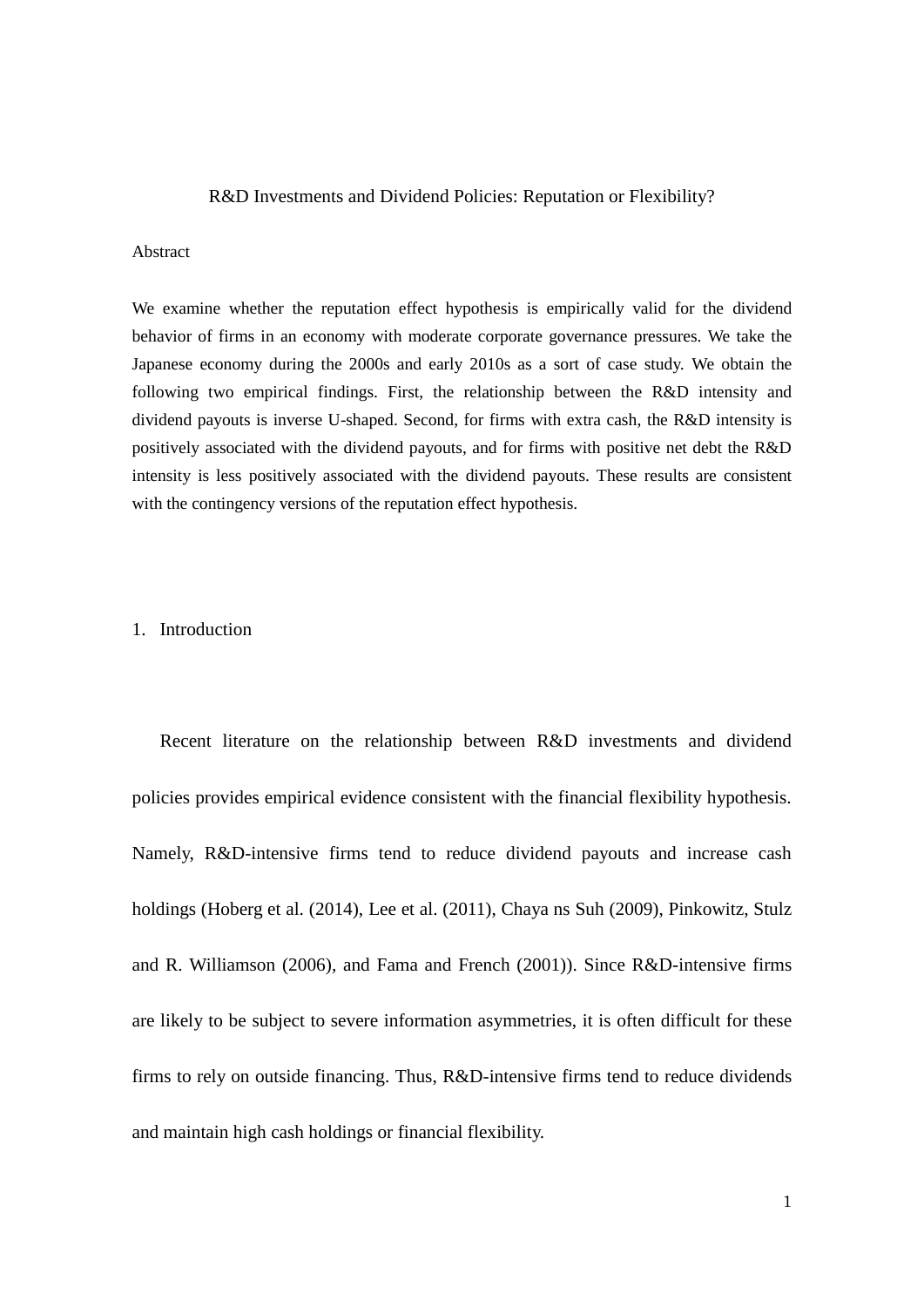R&D Investments and Dividend Policies: Reputation or Flexibility?

## Abstract

We examine whether the reputation effect hypothesis is empirically valid for the dividend behavior of firms in an economy with moderate corporate governance pressures. We take the Japanese economy during the 2000s and early 2010s as a sort of case study. We obtain the following two empirical findings. First, the relationship between the R&D intensity and dividend payouts is inverse U-shaped. Second, for firms with extra cash, the R&D intensity is positively associated with the dividend payouts, and for firms with positive net debt the R&D intensity is less positively associated with the dividend payouts. These results are consistent with the contingency versions of the reputation effect hypothesis.

## 1. Introduction

Recent literature on the relationship between R&D investments and dividend policies provides empirical evidence consistent with the financial flexibility hypothesis. Namely, R&D-intensive firms tend to reduce dividend payouts and increase cash holdings (Hoberg et al. (2014), Lee et al. (2011), Chaya ns Suh (2009), Pinkowitz, Stulz and R. Williamson (2006), and Fama and French (2001)). Since R&D-intensive firms are likely to be subject to severe information asymmetries, it is often difficult for these firms to rely on outside financing. Thus, R&D-intensive firms tend to reduce dividends and maintain high cash holdings or financial flexibility.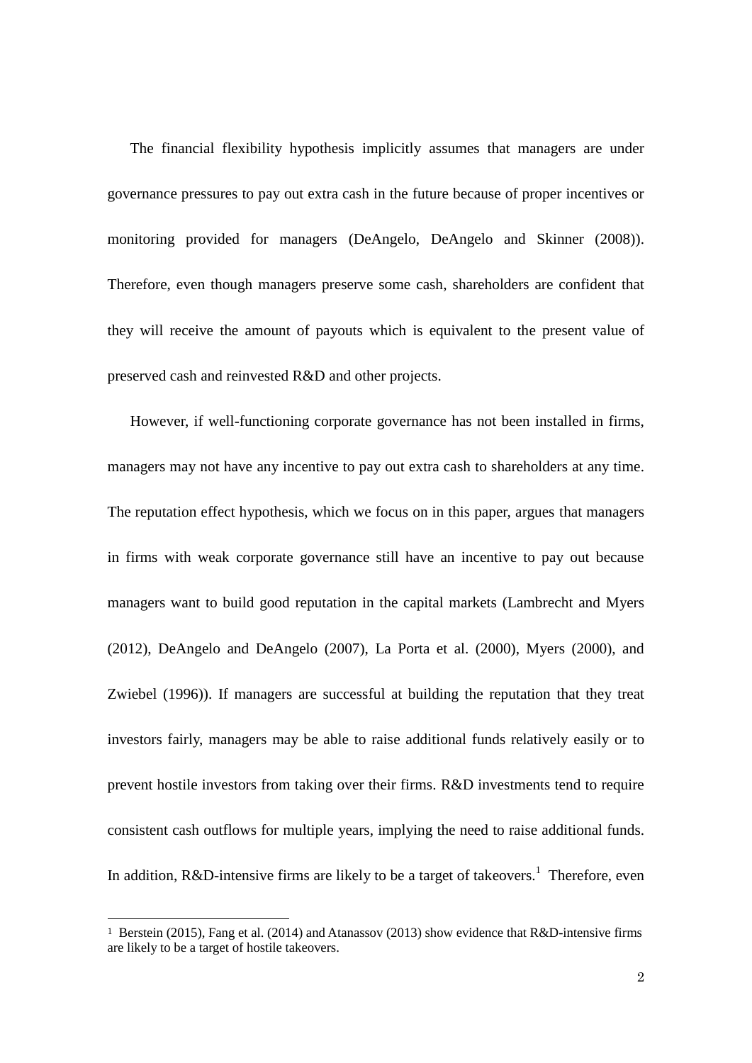The financial flexibility hypothesis implicitly assumes that managers are under governance pressures to pay out extra cash in the future because of proper incentives or monitoring provided for managers (DeAngelo, DeAngelo and Skinner (2008)). Therefore, even though managers preserve some cash, shareholders are confident that they will receive the amount of payouts which is equivalent to the present value of preserved cash and reinvested R&D and other projects.

However, if well-functioning corporate governance has not been installed in firms, managers may not have any incentive to pay out extra cash to shareholders at any time. The reputation effect hypothesis, which we focus on in this paper, argues that managers in firms with weak corporate governance still have an incentive to pay out because managers want to build good reputation in the capital markets (Lambrecht and Myers (2012), DeAngelo and DeAngelo (2007), La Porta et al. (2000), Myers (2000), and Zwiebel (1996)). If managers are successful at building the reputation that they treat investors fairly, managers may be able to raise additional funds relatively easily or to prevent hostile investors from taking over their firms. R&D investments tend to require consistent cash outflows for multiple years, implying the need to raise additional funds. In addition, R&D-intensive firms are likely to be a target of takeovers.[1] Therefore, even

[1] Berstein (2015), Fang et al. (2014) and Atanassov (2013) show evidence that R&D-intensive firms are likely to be a target of hostile takeovers.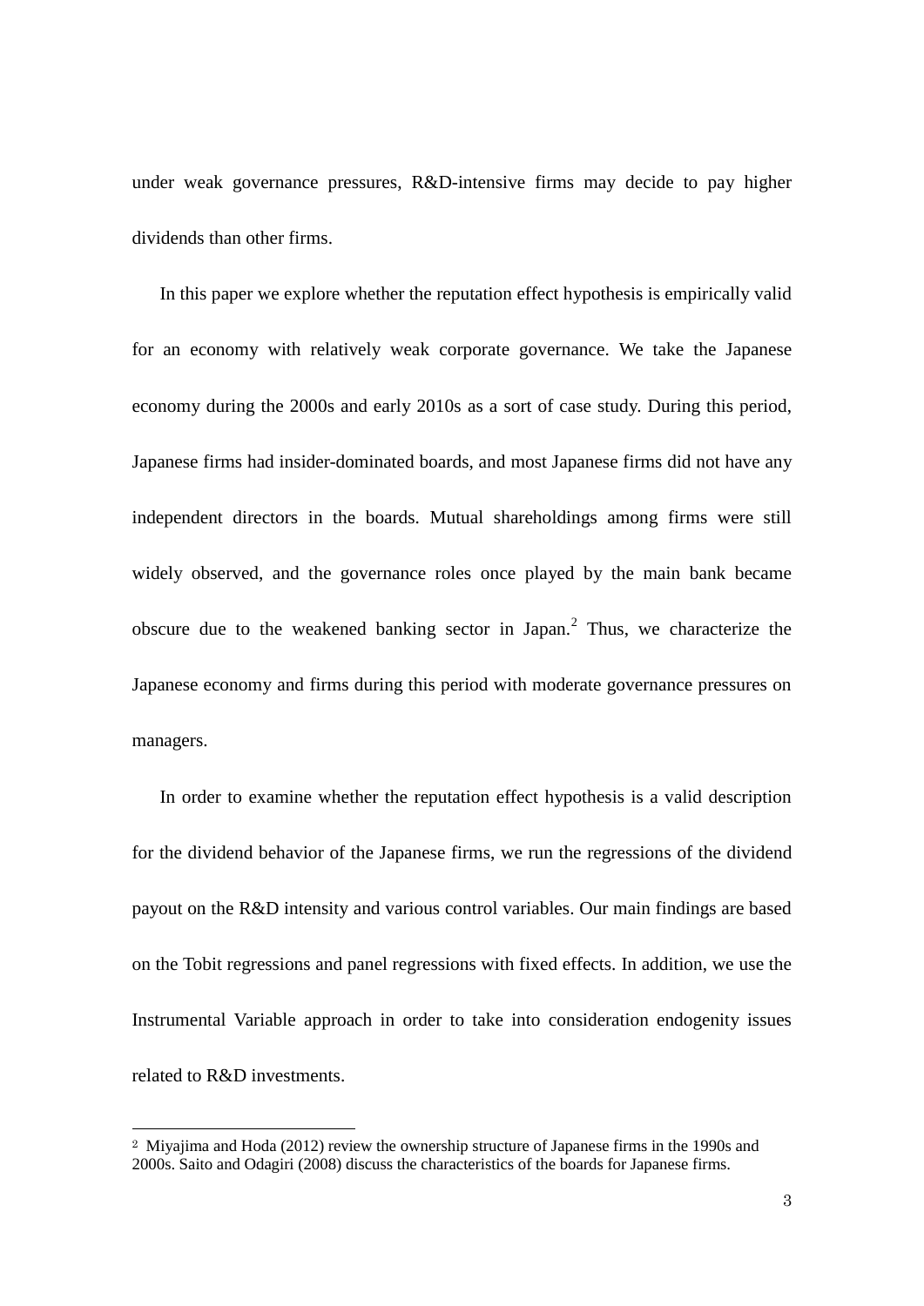under weak governance pressures, R&D-intensive firms may decide to pay higher dividends than other firms.

In this paper we explore whether the reputation effect hypothesis is empirically valid for an economy with relatively weak corporate governance. We take the Japanese economy during the 2000s and early 2010s as a sort of case study. During this period, Japanese firms had insider-dominated boards, and most Japanese firms did not have any independent directors in the boards. Mutual shareholdings among firms were still widely observed, and the governance roles once played by the main bank became obscure due to the weakened banking sector in Japan.[2] Thus, we characterize the Japanese economy and firms during this period with moderate governance pressures on managers.

In order to examine whether the reputation effect hypothesis is a valid description for the dividend behavior of the Japanese firms, we run the regressions of the dividend payout on the R&D intensity and various control variables. Our main findings are based on the Tobit regressions and panel regressions with fixed effects. In addition, we use the Instrumental Variable approach in order to take into consideration endogenity issues related to R&D investments.

---

[2] Miyajima and Hoda (2012) review the ownership structure of Japanese firms in the 1990s and 2000s. Saito and Odagiri (2008) discuss the characteristics of the boards for Japanese firms.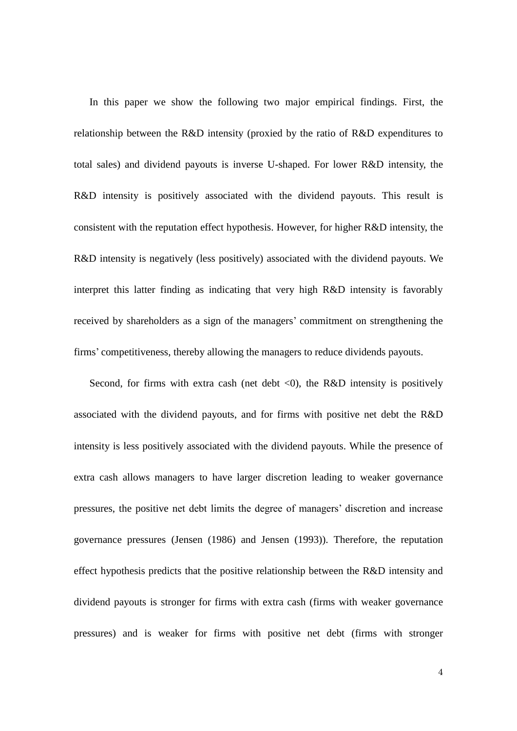In this paper we show the following two major empirical findings. First, the relationship between the R&D intensity (proxied by the ratio of R&D expenditures to total sales) and dividend payouts is inverse U-shaped. For lower R&D intensity, the R&D intensity is positively associated with the dividend payouts. This result is consistent with the reputation effect hypothesis. However, for higher R&D intensity, the R&D intensity is negatively (less positively) associated with the dividend payouts. We interpret this latter finding as indicating that very high R&D intensity is favorably received by shareholders as a sign of the managers' commitment on strengthening the firms' competitiveness, thereby allowing the managers to reduce dividends payouts.

Second, for firms with extra cash (net debt <0), the R&D intensity is positively associated with the dividend payouts, and for firms with positive net debt the R&D intensity is less positively associated with the dividend payouts. While the presence of extra cash allows managers to have larger discretion leading to weaker governance pressures, the positive net debt limits the degree of managers' discretion and increase governance pressures (Jensen (1986) and Jensen (1993)). Therefore, the reputation effect hypothesis predicts that the positive relationship between the R&D intensity and dividend payouts is stronger for firms with extra cash (firms with weaker governance pressures) and is weaker for firms with positive net debt (firms with stronger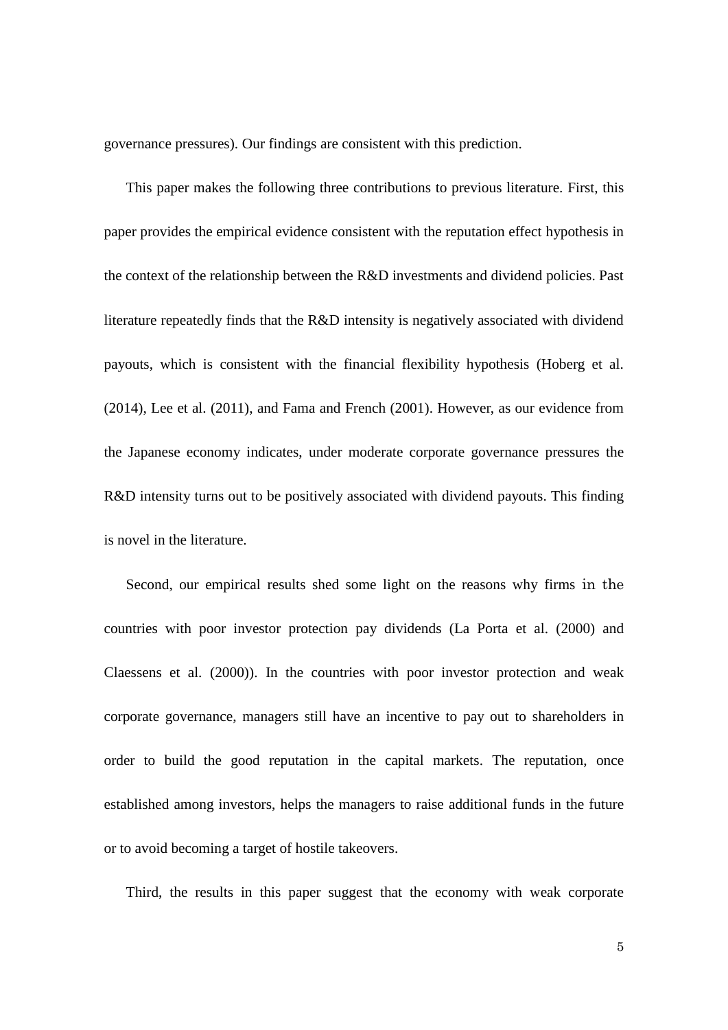governance pressures). Our findings are consistent with this prediction.

This paper makes the following three contributions to previous literature. First, this paper provides the empirical evidence consistent with the reputation effect hypothesis in the context of the relationship between the R&D investments and dividend policies. Past literature repeatedly finds that the R&D intensity is negatively associated with dividend payouts, which is consistent with the financial flexibility hypothesis (Hoberg et al. (2014), Lee et al. (2011), and Fama and French (2001). However, as our evidence from the Japanese economy indicates, under moderate corporate governance pressures the R&D intensity turns out to be positively associated with dividend payouts. This finding is novel in the literature.

Second, our empirical results shed some light on the reasons why firms in the countries with poor investor protection pay dividends (La Porta et al. (2000) and Claessens et al. (2000)). In the countries with poor investor protection and weak corporate governance, managers still have an incentive to pay out to shareholders in order to build the good reputation in the capital markets. The reputation, once established among investors, helps the managers to raise additional funds in the future or to avoid becoming a target of hostile takeovers.

Third, the results in this paper suggest that the economy with weak corporate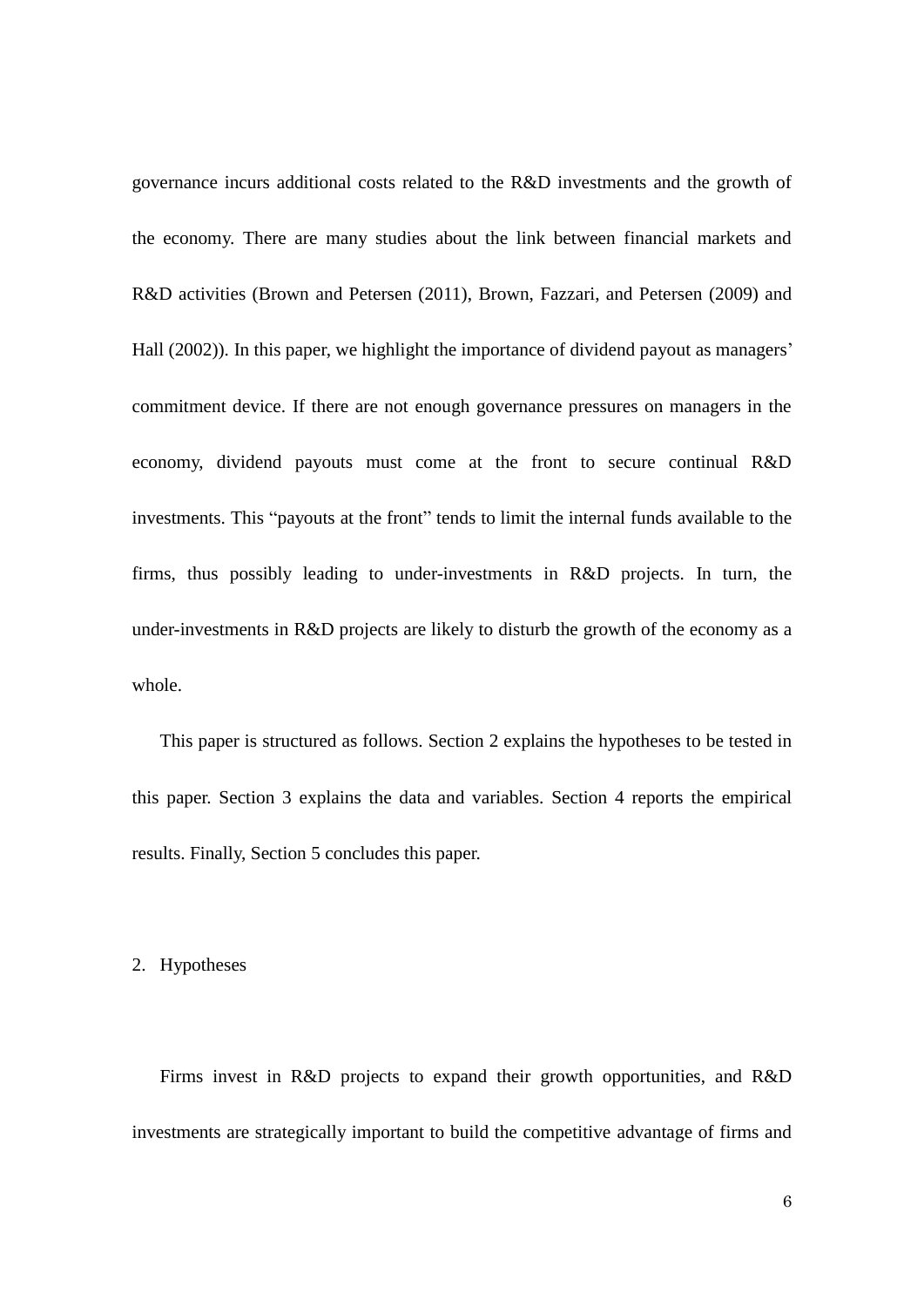governance incurs additional costs related to the R&D investments and the growth of the economy. There are many studies about the link between financial markets and R&D activities (Brown and Petersen (2011), Brown, Fazzari, and Petersen (2009) and Hall (2002)). In this paper, we highlight the importance of dividend payout as managers' commitment device. If there are not enough governance pressures on managers in the economy, dividend payouts must come at the front to secure continual R&D investments. This "payouts at the front" tends to limit the internal funds available to the firms, thus possibly leading to under-investments in R&D projects. In turn, the under-investments in R&D projects are likely to disturb the growth of the economy as a whole.

This paper is structured as follows. Section 2 explains the hypotheses to be tested in this paper. Section 3 explains the data and variables. Section 4 reports the empirical results. Finally, Section 5 concludes this paper.

## 2. Hypotheses

Firms invest in R&D projects to expand their growth opportunities, and R&D investments are strategically important to build the competitive advantage of firms and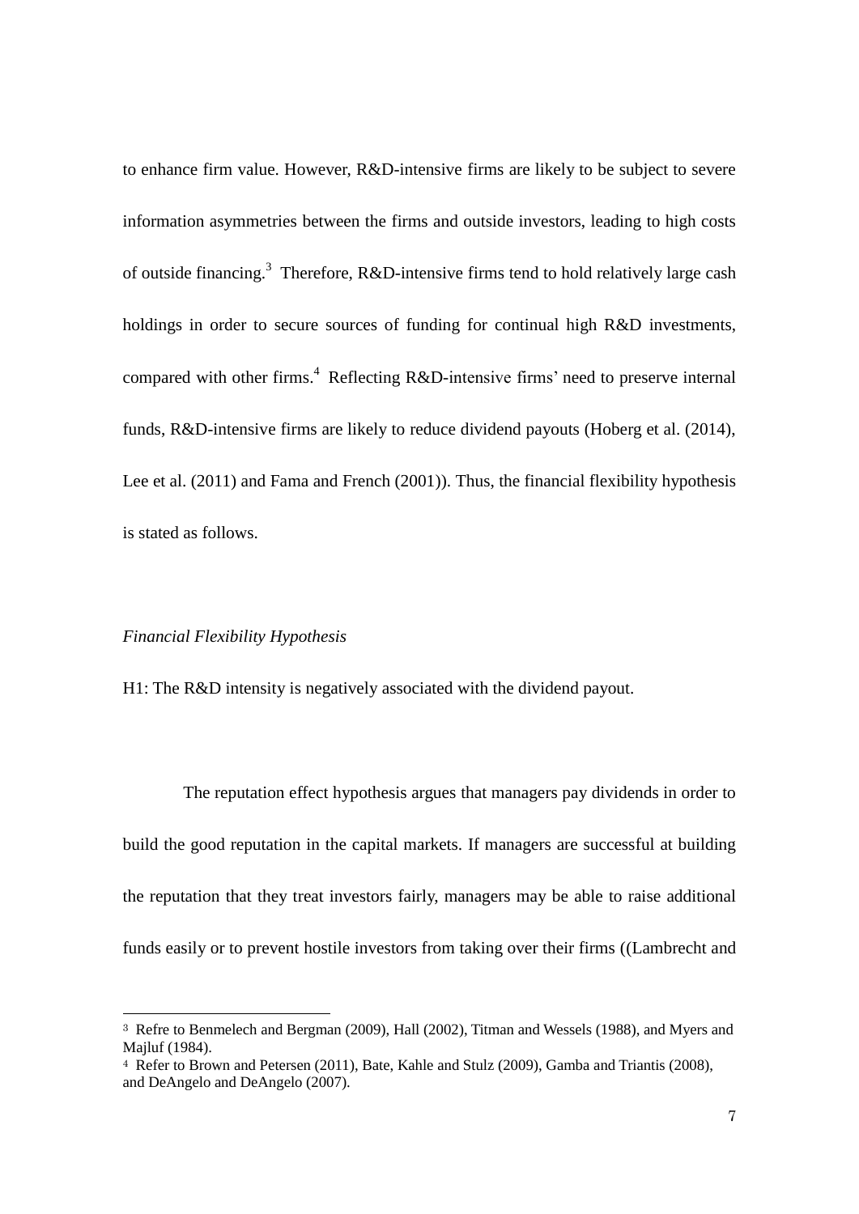to enhance firm value. However, R&D-intensive firms are likely to be subject to severe information asymmetries between the firms and outside investors, leading to high costs of outside financing.[3] Therefore, R&D-intensive firms tend to hold relatively large cash holdings in order to secure sources of funding for continual high R&D investments, compared with other firms.[4] Reflecting R&D-intensive firms' need to preserve internal funds, R&D-intensive firms are likely to reduce dividend payouts (Hoberg et al. (2014), Lee et al. (2011) and Fama and French (2001)). Thus, the financial flexibility hypothesis is stated as follows.

*Financial Flexibility Hypothesis*

H1: The R&D intensity is negatively associated with the dividend payout.

The reputation effect hypothesis argues that managers pay dividends in order to build the good reputation in the capital markets. If managers are successful at building the reputation that they treat investors fairly, managers may be able to raise additional funds easily or to prevent hostile investors from taking over their firms ((Lambrecht and

---

[3] Refre to Benmelech and Bergman (2009), Hall (2002), Titman and Wessels (1988), and Myers and Majluf (1984).

[4] Refer to Brown and Petersen (2011), Bate, Kahle and Stulz (2009), Gamba and Triantis (2008), and DeAngelo and DeAngelo (2007).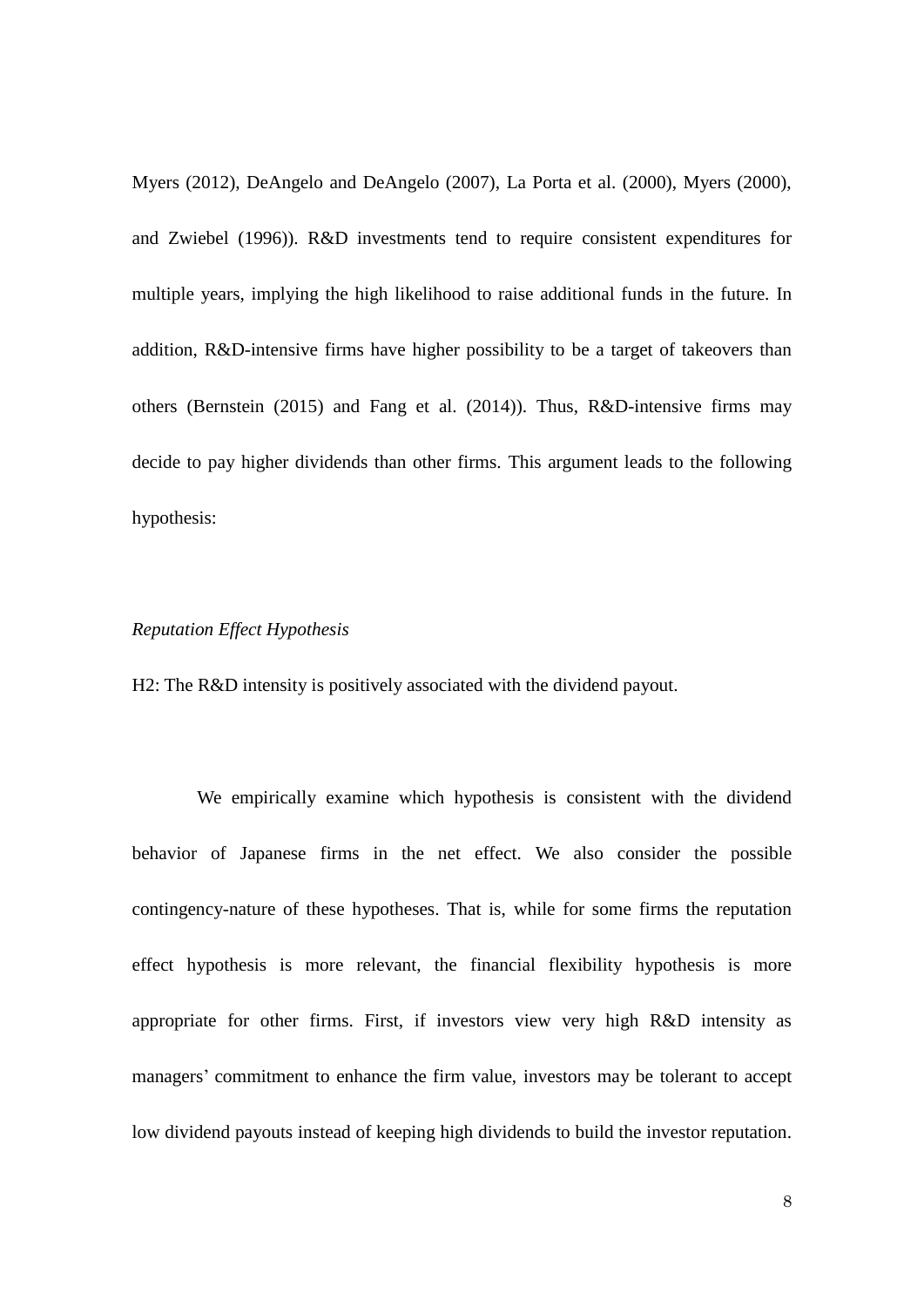Myers (2012), DeAngelo and DeAngelo (2007), La Porta et al. (2000), Myers (2000), and Zwiebel (1996)). R&D investments tend to require consistent expenditures for multiple years, implying the high likelihood to raise additional funds in the future. In addition, R&D-intensive firms have higher possibility to be a target of takeovers than others (Bernstein (2015) and Fang et al. (2014)). Thus, R&D-intensive firms may decide to pay higher dividends than other firms. This argument leads to the following hypothesis:

*Reputation Effect Hypothesis*

H2: The R&D intensity is positively associated with the dividend payout.

We empirically examine which hypothesis is consistent with the dividend behavior of Japanese firms in the net effect. We also consider the possible contingency-nature of these hypotheses. That is, while for some firms the reputation effect hypothesis is more relevant, the financial flexibility hypothesis is more appropriate for other firms. First, if investors view very high R&D intensity as managers' commitment to enhance the firm value, investors may be tolerant to accept low dividend payouts instead of keeping high dividends to build the investor reputation.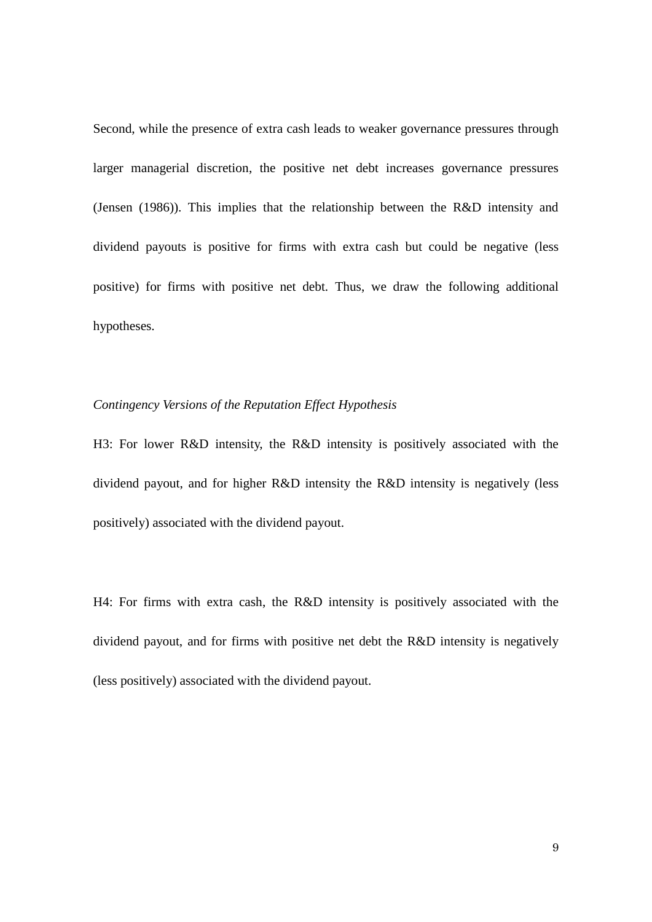Second, while the presence of extra cash leads to weaker governance pressures through larger managerial discretion, the positive net debt increases governance pressures (Jensen (1986)). This implies that the relationship between the R&D intensity and dividend payouts is positive for firms with extra cash but could be negative (less positive) for firms with positive net debt. Thus, we draw the following additional hypotheses.

*Contingency Versions of the Reputation Effect Hypothesis*

H3: For lower R&D intensity, the R&D intensity is positively associated with the dividend payout, and for higher R&D intensity the R&D intensity is negatively (less positively) associated with the dividend payout.

H4: For firms with extra cash, the R&D intensity is positively associated with the dividend payout, and for firms with positive net debt the R&D intensity is negatively (less positively) associated with the dividend payout.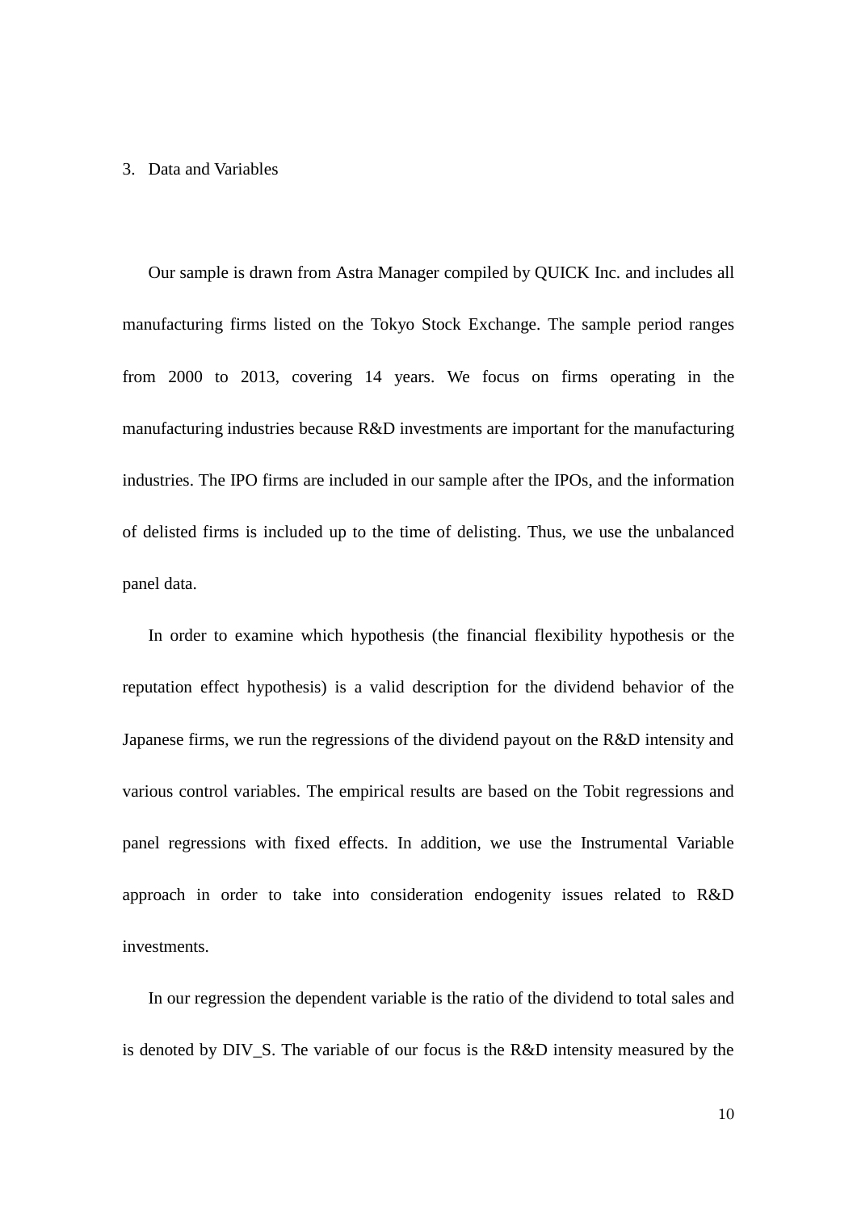## 3. Data and Variables

Our sample is drawn from Astra Manager compiled by QUICK Inc. and includes all manufacturing firms listed on the Tokyo Stock Exchange. The sample period ranges from 2000 to 2013, covering 14 years. We focus on firms operating in the manufacturing industries because R&D investments are important for the manufacturing industries. The IPO firms are included in our sample after the IPOs, and the information of delisted firms is included up to the time of delisting. Thus, we use the unbalanced panel data.

In order to examine which hypothesis (the financial flexibility hypothesis or the reputation effect hypothesis) is a valid description for the dividend behavior of the Japanese firms, we run the regressions of the dividend payout on the R&D intensity and various control variables. The empirical results are based on the Tobit regressions and panel regressions with fixed effects. In addition, we use the Instrumental Variable approach in order to take into consideration endogenity issues related to R&D investments.

In our regression the dependent variable is the ratio of the dividend to total sales and is denoted by DIV_S. The variable of our focus is the R&D intensity measured by the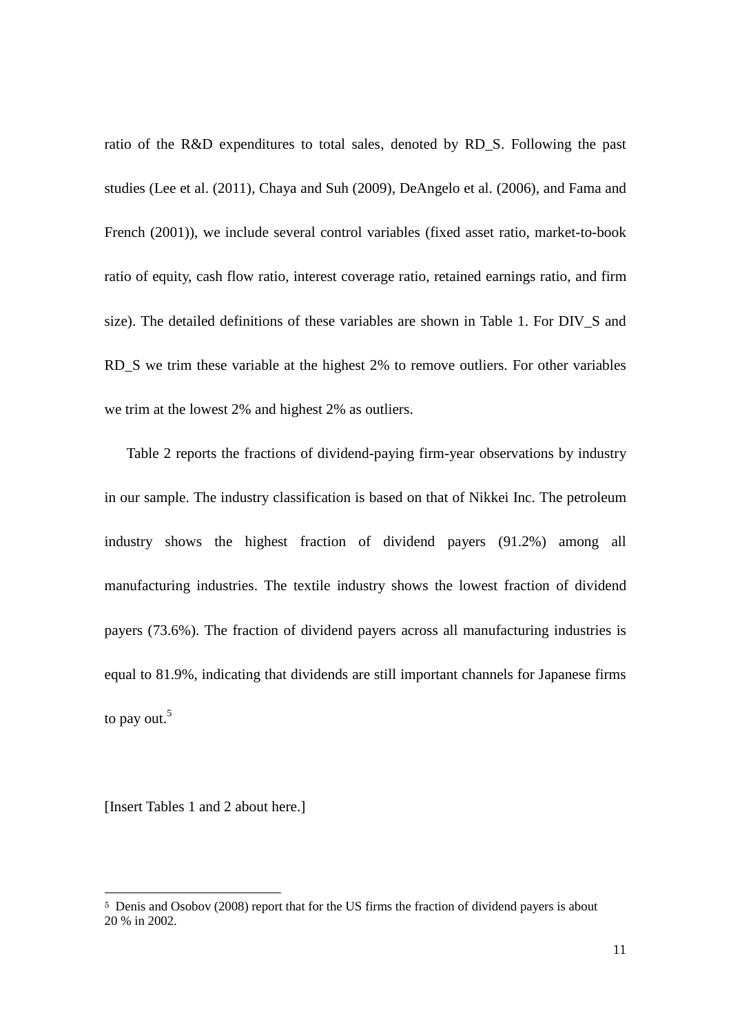ratio of the R&D expenditures to total sales, denoted by RD_S. Following the past studies (Lee et al. (2011), Chaya and Suh (2009), DeAngelo et al. (2006), and Fama and French (2001)), we include several control variables (fixed asset ratio, market-to-book ratio of equity, cash flow ratio, interest coverage ratio, retained earnings ratio, and firm size). The detailed definitions of these variables are shown in Table 1. For DIV_S and RD_S we trim these variable at the highest 2% to remove outliers. For other variables we trim at the lowest 2% and highest 2% as outliers.

Table 2 reports the fractions of dividend-paying firm-year observations by industry in our sample. The industry classification is based on that of Nikkei Inc. The petroleum industry shows the highest fraction of dividend payers (91.2%) among all manufacturing industries. The textile industry shows the lowest fraction of dividend payers (73.6%). The fraction of dividend payers across all manufacturing industries is equal to 81.9%, indicating that dividends are still important channels for Japanese firms to pay out.[5]

[Insert Tables 1 and 2 about here.]

---

[5] Denis and Osobov (2008) report that for the US firms the fraction of dividend payers is about 20 % in 2002.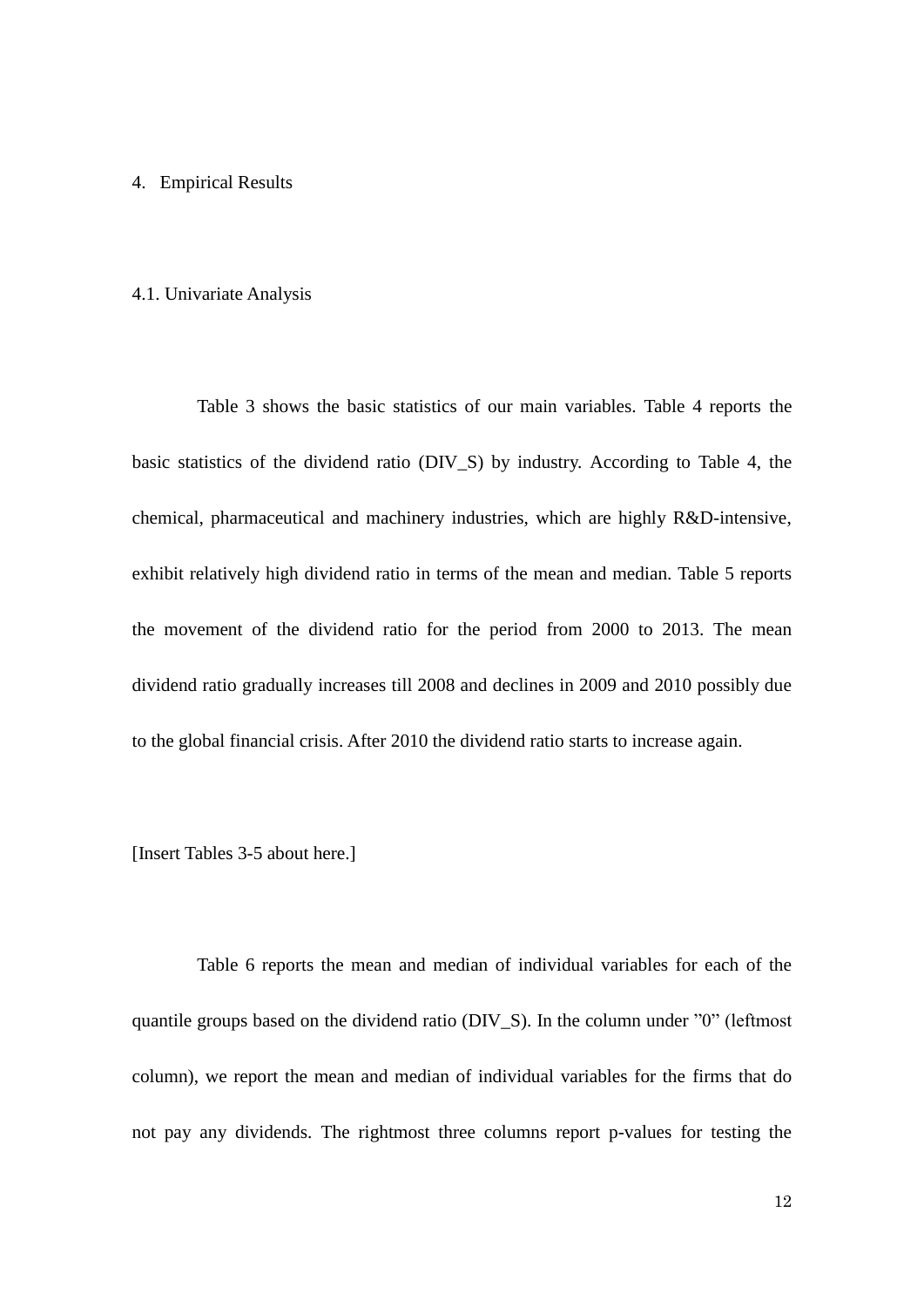# 4. Empirical Results

## 4.1. Univariate Analysis

Table 3 shows the basic statistics of our main variables. Table 4 reports the basic statistics of the dividend ratio (DIV_S) by industry. According to Table 4, the chemical, pharmaceutical and machinery industries, which are highly R&D-intensive, exhibit relatively high dividend ratio in terms of the mean and median. Table 5 reports the movement of the dividend ratio for the period from 2000 to 2013. The mean dividend ratio gradually increases till 2008 and declines in 2009 and 2010 possibly due to the global financial crisis. After 2010 the dividend ratio starts to increase again.

[Insert Tables 3-5 about here.]

Table 6 reports the mean and median of individual variables for each of the quantile groups based on the dividend ratio (DIV_S). In the column under ”0” (leftmost column), we report the mean and median of individual variables for the firms that do not pay any dividends. The rightmost three columns report p-values for testing the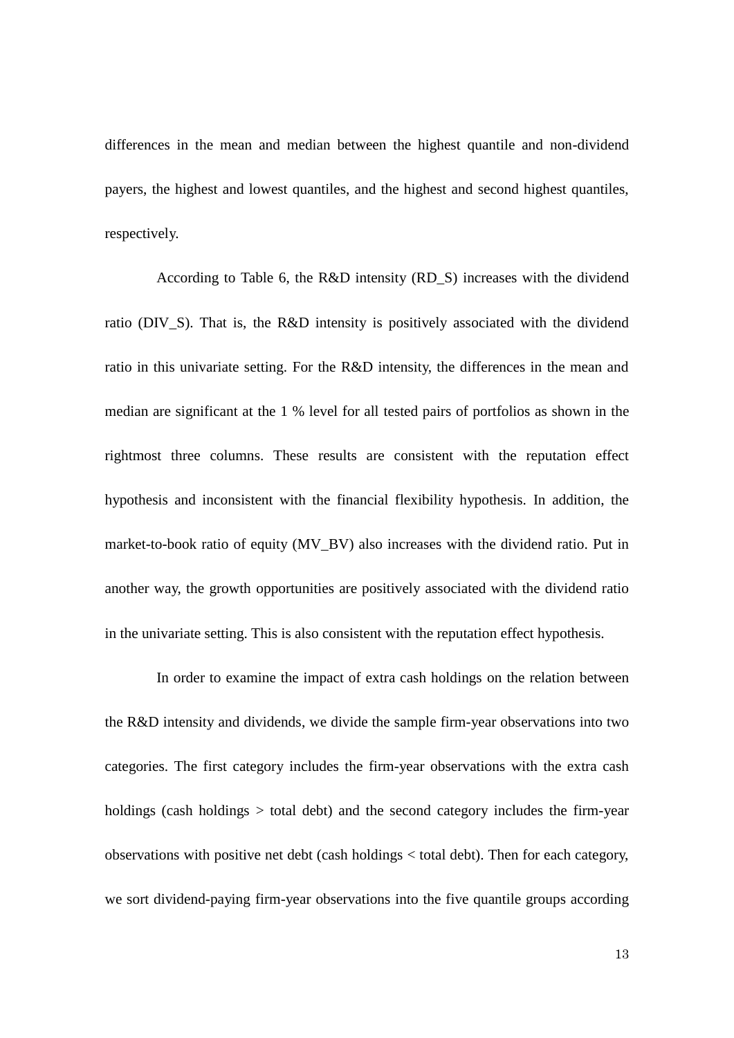differences in the mean and median between the highest quantile and non-dividend payers, the highest and lowest quantiles, and the highest and second highest quantiles, respectively.

According to Table 6, the R&D intensity (RD_S) increases with the dividend ratio (DIV_S). That is, the R&D intensity is positively associated with the dividend ratio in this univariate setting. For the R&D intensity, the differences in the mean and median are significant at the 1 % level for all tested pairs of portfolios as shown in the rightmost three columns. These results are consistent with the reputation effect hypothesis and inconsistent with the financial flexibility hypothesis. In addition, the market-to-book ratio of equity (MV_BV) also increases with the dividend ratio. Put in another way, the growth opportunities are positively associated with the dividend ratio in the univariate setting. This is also consistent with the reputation effect hypothesis.

In order to examine the impact of extra cash holdings on the relation between the R&D intensity and dividends, we divide the sample firm-year observations into two categories. The first category includes the firm-year observations with the extra cash holdings (cash holdings > total debt) and the second category includes the firm-year observations with positive net debt (cash holdings < total debt). Then for each category, we sort dividend-paying firm-year observations into the five quantile groups according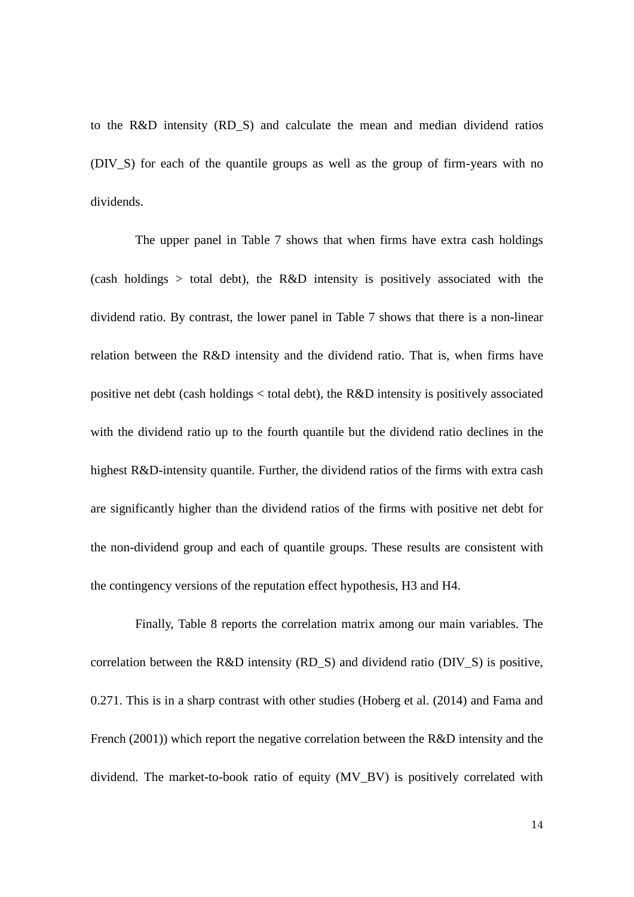to the R&D intensity (RD_S) and calculate the mean and median dividend ratios (DIV_S) for each of the quantile groups as well as the group of firm-years with no dividends.

The upper panel in Table 7 shows that when firms have extra cash holdings (cash holdings > total debt), the R&D intensity is positively associated with the dividend ratio. By contrast, the lower panel in Table 7 shows that there is a non-linear relation between the R&D intensity and the dividend ratio. That is, when firms have positive net debt (cash holdings < total debt), the R&D intensity is positively associated with the dividend ratio up to the fourth quantile but the dividend ratio declines in the highest R&D-intensity quantile. Further, the dividend ratios of the firms with extra cash are significantly higher than the dividend ratios of the firms with positive net debt for the non-dividend group and each of quantile groups. These results are consistent with the contingency versions of the reputation effect hypothesis, H3 and H4.

Finally, Table 8 reports the correlation matrix among our main variables. The correlation between the R&D intensity (RD_S) and dividend ratio (DIV_S) is positive, 0.271. This is in a sharp contrast with other studies (Hoberg et al. (2014) and Fama and French (2001)) which report the negative correlation between the R&D intensity and the dividend. The market-to-book ratio of equity (MV_BV) is positively correlated with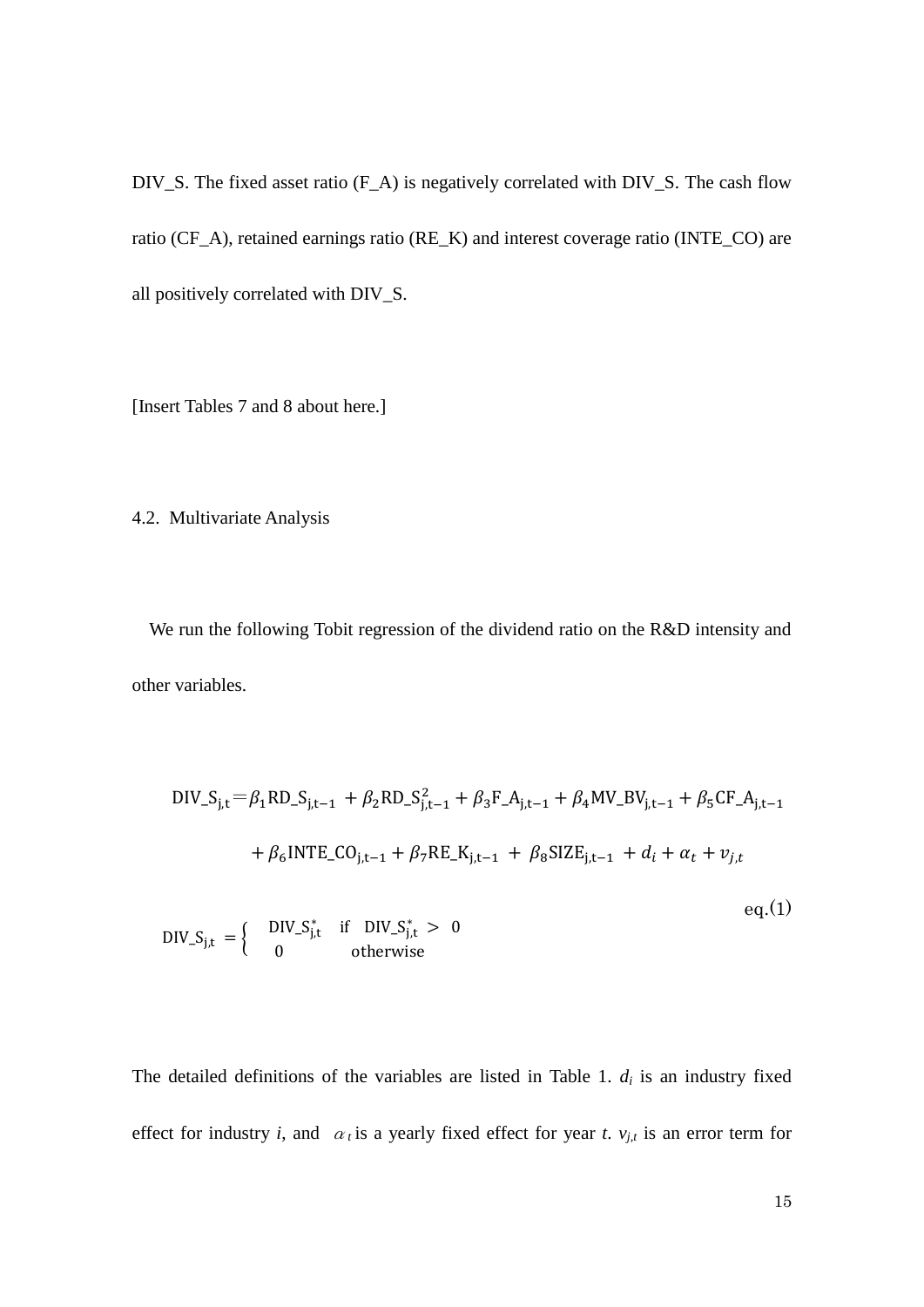DIV_S. The fixed asset ratio (F_A) is negatively correlated with DIV_S. The cash flow ratio (CF_A), retained earnings ratio (RE_K) and interest coverage ratio (INTE_CO) are all positively correlated with DIV_S.

[Insert Tables 7 and 8 about here.]

4.2. Multivariate Analysis

We run the following Tobit regression of the dividend ratio on the R&D intensity and other variables.

$$\mathrm{DIV\_S_{j,t}} = \beta_1 \mathrm{RD\_S_{j,t-1}} + \beta_2 \mathrm{RD\_S^2_{j,t-1}} + \beta_3 \mathrm{F\_A_{j,t-1}} + \beta_4 \mathrm{MV\_BV_{j,t-1}} + \beta_5 \mathrm{CF\_A_{j,t-1}} + \beta_6 \mathrm{INTE\_CO_{j,t-1}} + \beta_7 \mathrm{RE\_K_{j,t-1}} + \beta_8 \mathrm{SIZE_{j,t-1}} + d_i + \alpha_t + v_{j,t}$$

$$\mathrm{DIV\_S_{j,t}} = \begin{cases} \mathrm{DIV\_S^*_{j,t}} & \text{if } \mathrm{DIV\_S^*_{j,t}} > 0 \\ 0 & \text{otherwise} \end{cases} \qquad \text{eq.(1)}$$

The detailed definitions of the variables are listed in Table 1. $d_i$ is an industry fixed effect for industry $i$, and $\alpha_t$ is a yearly fixed effect for year $t$. $v_{j,t}$ is an error term for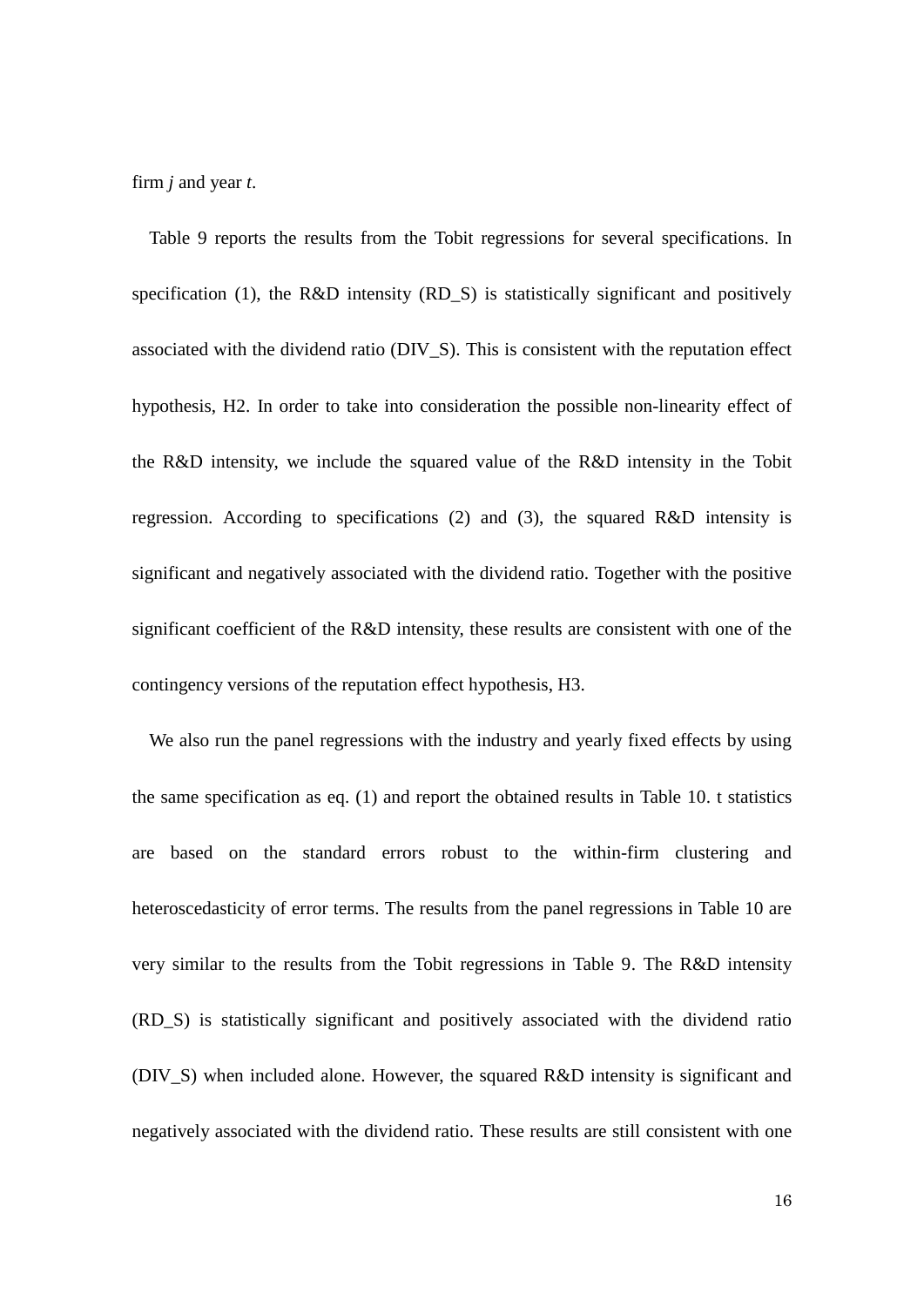firm *j* and year *t*.

Table 9 reports the results from the Tobit regressions for several specifications. In specification (1), the R&D intensity (RD_S) is statistically significant and positively associated with the dividend ratio (DIV_S). This is consistent with the reputation effect hypothesis, H2. In order to take into consideration the possible non-linearity effect of the R&D intensity, we include the squared value of the R&D intensity in the Tobit regression. According to specifications (2) and (3), the squared R&D intensity is significant and negatively associated with the dividend ratio. Together with the positive significant coefficient of the R&D intensity, these results are consistent with one of the contingency versions of the reputation effect hypothesis, H3.

We also run the panel regressions with the industry and yearly fixed effects by using the same specification as eq. (1) and report the obtained results in Table 10. t statistics are based on the standard errors robust to the within-firm clustering and heteroscedasticity of error terms. The results from the panel regressions in Table 10 are very similar to the results from the Tobit regressions in Table 9. The R&D intensity (RD_S) is statistically significant and positively associated with the dividend ratio (DIV_S) when included alone. However, the squared R&D intensity is significant and negatively associated with the dividend ratio. These results are still consistent with one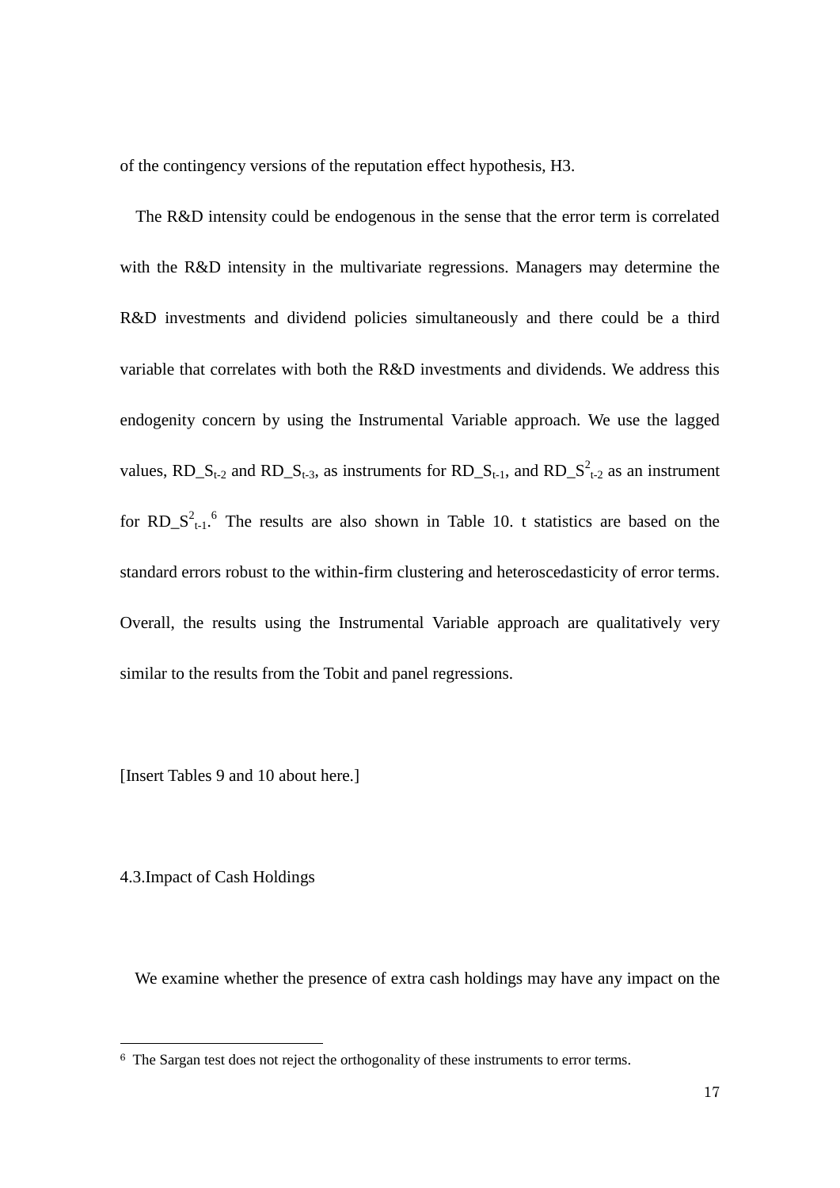of the contingency versions of the reputation effect hypothesis, H3.

The R&D intensity could be endogenous in the sense that the error term is correlated with the R&D intensity in the multivariate regressions. Managers may determine the R&D investments and dividend policies simultaneously and there could be a third variable that correlates with both the R&D investments and dividends. We address this endogenity concern by using the Instrumental Variable approach. We use the lagged values, $RD\_S_{t-2}$ and $RD\_S_{t-3}$, as instruments for $RD\_S_{t-1}$, and $RD\_S^2_{t-2}$ as an instrument for $RD\_S^2_{t-1}$.[6] The results are also shown in Table 10. t statistics are based on the standard errors robust to the within-firm clustering and heteroscedasticity of error terms. Overall, the results using the Instrumental Variable approach are qualitatively very similar to the results from the Tobit and panel regressions.

[Insert Tables 9 and 10 about here.]

### 4.3. Impact of Cash Holdings

We examine whether the presence of extra cash holdings may have any impact on the

---

[6] The Sargan test does not reject the orthogonality of these instruments to error terms.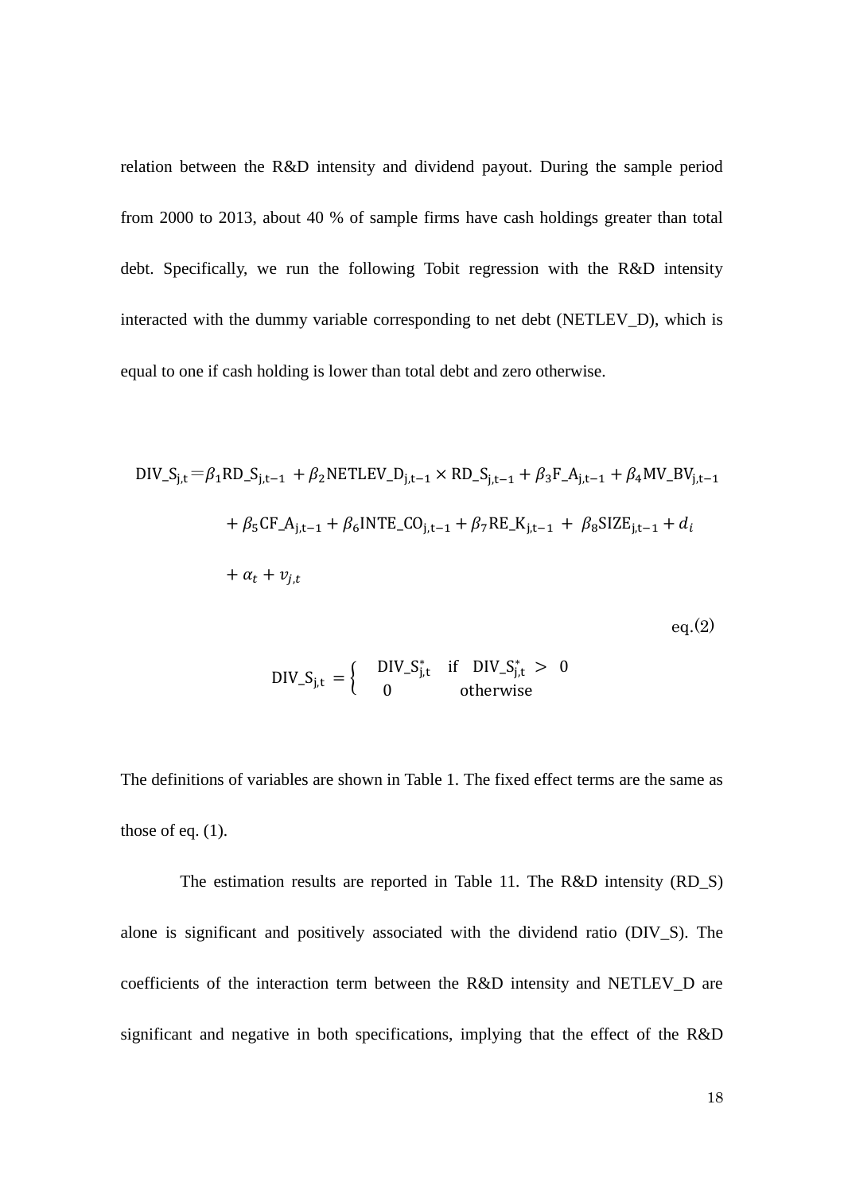relation between the R&D intensity and dividend payout. During the sample period from 2000 to 2013, about 40 % of sample firms have cash holdings greater than total debt. Specifically, we run the following Tobit regression with the R&D intensity interacted with the dummy variable corresponding to net debt (NETLEV_D), which is equal to one if cash holding is lower than total debt and zero otherwise.

$$
\begin{aligned}
\mathrm{DIV\_S_{j,t}} = {} & \beta_1 \mathrm{RD\_S_{j,t-1}} + \beta_2 \mathrm{NETLEV\_D_{j,t-1}} \times \mathrm{RD\_S_{j,t-1}} + \beta_3 \mathrm{F\_A_{j,t-1}} + \beta_4 \mathrm{MV\_BV_{j,t-1}} \\
& + \beta_5 \mathrm{CF\_A_{j,t-1}} + \beta_6 \mathrm{INTE\_CO_{j,t-1}} + \beta_7 \mathrm{RE\_K_{j,t-1}} + \beta_8 \mathrm{SIZE_{j,t-1}} + d_i \\
& + \alpha_t + v_{j,t}
\end{aligned}
\qquad \text{eq.(2)}
$$

$$
\mathrm{DIV\_S_{j,t}} = \begin{cases} \mathrm{DIV\_S^{*}_{j,t}} & \text{if } \mathrm{DIV\_S^{*}_{j,t}} > 0 \\ 0 & \text{otherwise} \end{cases}
$$

The definitions of variables are shown in Table 1. The fixed effect terms are the same as those of eq. (1).

The estimation results are reported in Table 11. The R&D intensity (RD_S) alone is significant and positively associated with the dividend ratio (DIV_S). The coefficients of the interaction term between the R&D intensity and NETLEV_D are significant and negative in both specifications, implying that the effect of the R&D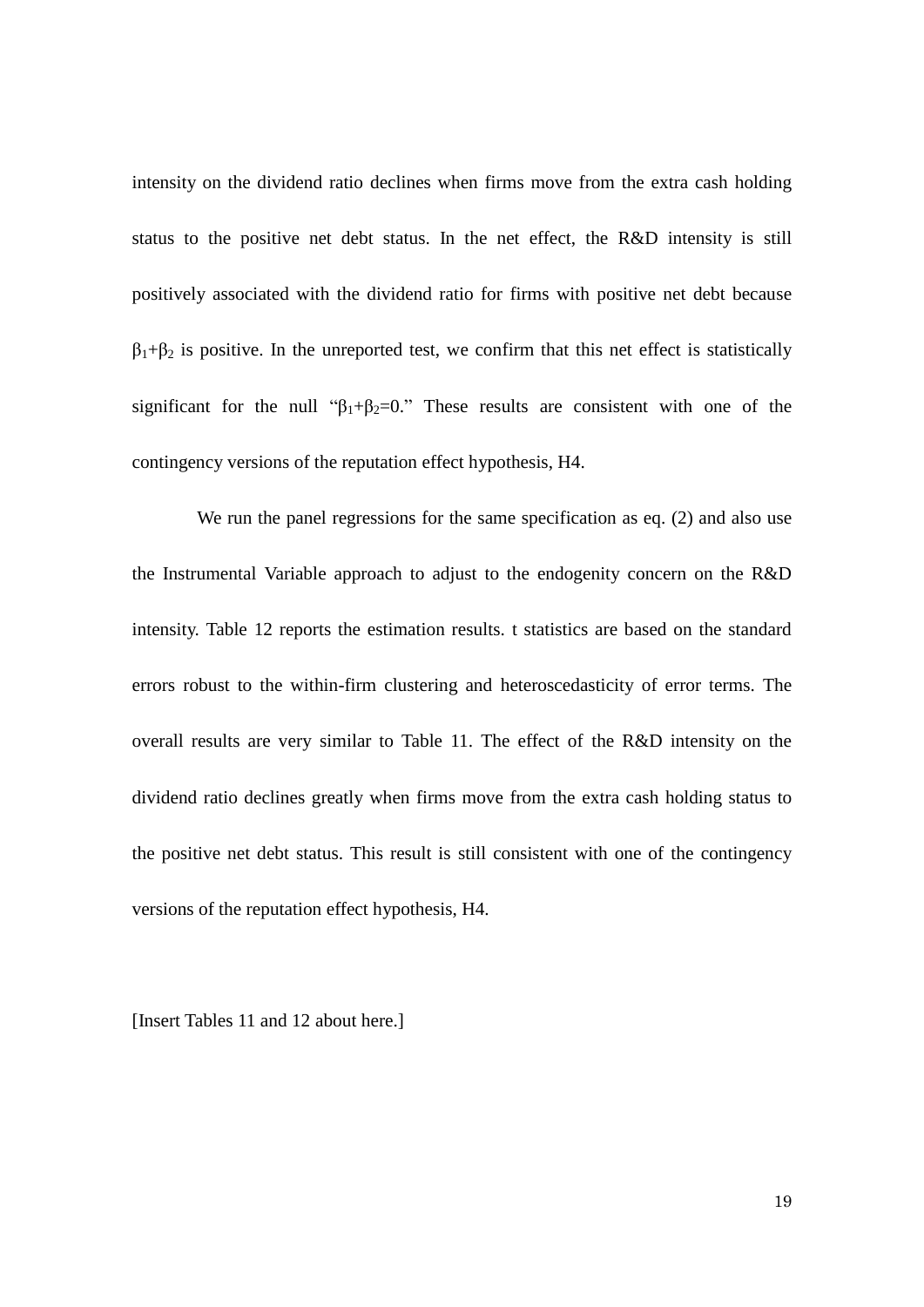intensity on the dividend ratio declines when firms move from the extra cash holding status to the positive net debt status. In the net effect, the R&D intensity is still positively associated with the dividend ratio for firms with positive net debt because $\beta_1+\beta_2$ is positive. In the unreported test, we confirm that this net effect is statistically significant for the null "$\beta_1+\beta_2=0$." These results are consistent with one of the contingency versions of the reputation effect hypothesis, H4.

We run the panel regressions for the same specification as eq. (2) and also use the Instrumental Variable approach to adjust to the endogenity concern on the R&D intensity. Table 12 reports the estimation results. t statistics are based on the standard errors robust to the within-firm clustering and heteroscedasticity of error terms. The overall results are very similar to Table 11. The effect of the R&D intensity on the dividend ratio declines greatly when firms move from the extra cash holding status to the positive net debt status. This result is still consistent with one of the contingency versions of the reputation effect hypothesis, H4.

[Insert Tables 11 and 12 about here.]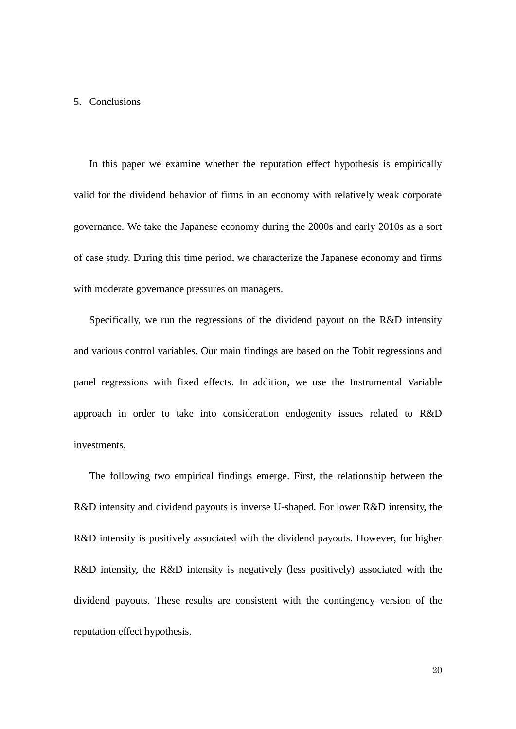## 5. Conclusions

In this paper we examine whether the reputation effect hypothesis is empirically valid for the dividend behavior of firms in an economy with relatively weak corporate governance. We take the Japanese economy during the 2000s and early 2010s as a sort of case study. During this time period, we characterize the Japanese economy and firms with moderate governance pressures on managers.

Specifically, we run the regressions of the dividend payout on the R&D intensity and various control variables. Our main findings are based on the Tobit regressions and panel regressions with fixed effects. In addition, we use the Instrumental Variable approach in order to take into consideration endogenity issues related to R&D investments.

The following two empirical findings emerge. First, the relationship between the R&D intensity and dividend payouts is inverse U-shaped. For lower R&D intensity, the R&D intensity is positively associated with the dividend payouts. However, for higher R&D intensity, the R&D intensity is negatively (less positively) associated with the dividend payouts. These results are consistent with the contingency version of the reputation effect hypothesis.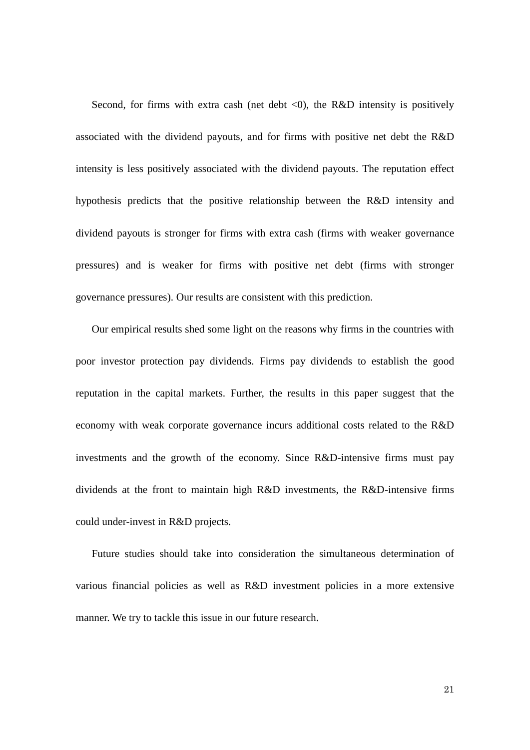Second, for firms with extra cash (net debt <0), the R&D intensity is positively associated with the dividend payouts, and for firms with positive net debt the R&D intensity is less positively associated with the dividend payouts. The reputation effect hypothesis predicts that the positive relationship between the R&D intensity and dividend payouts is stronger for firms with extra cash (firms with weaker governance pressures) and is weaker for firms with positive net debt (firms with stronger governance pressures). Our results are consistent with this prediction.

Our empirical results shed some light on the reasons why firms in the countries with poor investor protection pay dividends. Firms pay dividends to establish the good reputation in the capital markets. Further, the results in this paper suggest that the economy with weak corporate governance incurs additional costs related to the R&D investments and the growth of the economy. Since R&D-intensive firms must pay dividends at the front to maintain high R&D investments, the R&D-intensive firms could under-invest in R&D projects.

Future studies should take into consideration the simultaneous determination of various financial policies as well as R&D investment policies in a more extensive manner. We try to tackle this issue in our future research.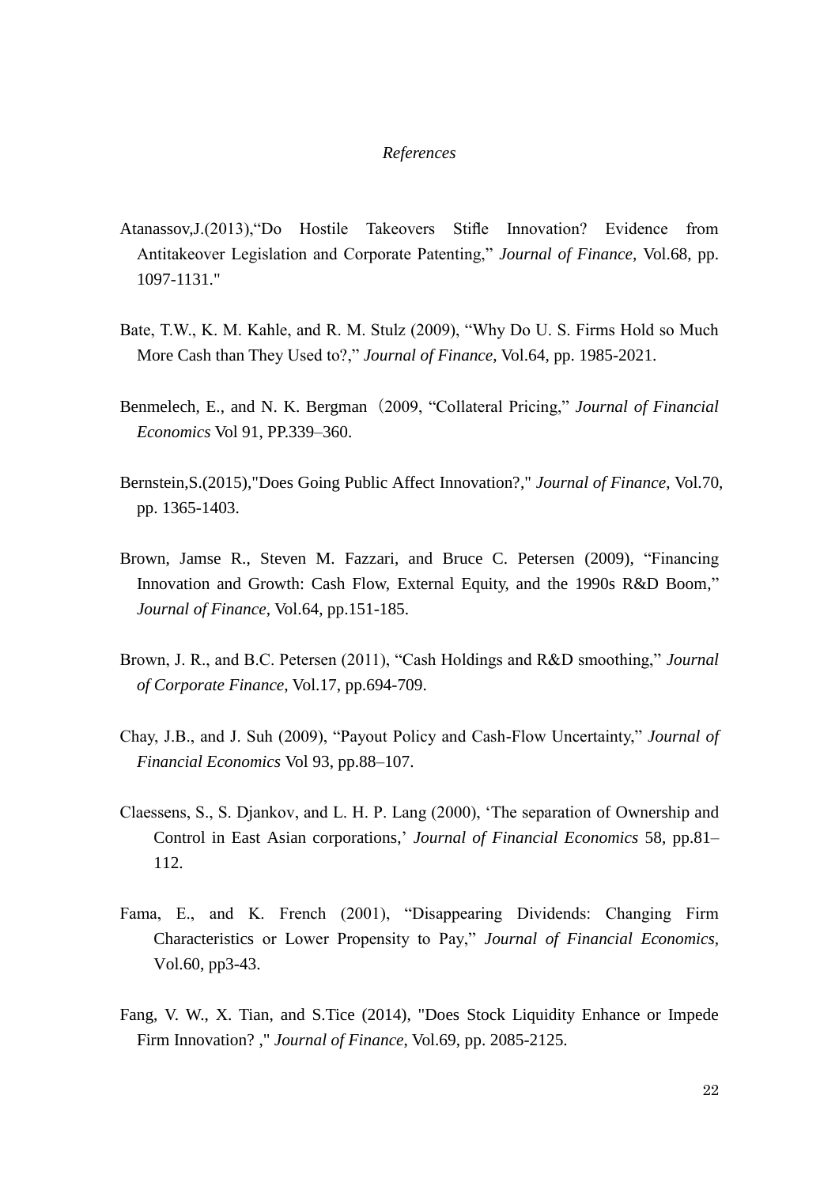*References*

Atanassov,J.(2013),"Do Hostile Takeovers Stifle Innovation? Evidence from Antitakeover Legislation and Corporate Patenting," *Journal of Finance*, Vol.68, pp. 1097-1131."

Bate, T.W., K. M. Kahle, and R. M. Stulz (2009), "Why Do U. S. Firms Hold so Much More Cash than They Used to?," *Journal of Finance*, Vol.64, pp. 1985-2021.

Benmelech, E., and N. K. Bergman（2009, "Collateral Pricing," *Journal of Financial Economics* Vol 91, PP.339–360.

Bernstein,S.(2015),"Does Going Public Affect Innovation?," *Journal of Finance*, Vol.70, pp. 1365-1403.

Brown, Jamse R., Steven M. Fazzari, and Bruce C. Petersen (2009), "Financing Innovation and Growth: Cash Flow, External Equity, and the 1990s R&D Boom," *Journal of Finance*, Vol.64, pp.151-185.

Brown, J. R., and B.C. Petersen (2011), "Cash Holdings and R&D smoothing," *Journal of Corporate Finance*, Vol.17, pp.694-709.

Chay, J.B., and J. Suh (2009), "Payout Policy and Cash-Flow Uncertainty," *Journal of Financial Economics* Vol 93, pp.88–107.

Claessens, S., S. Djankov, and L. H. P. Lang (2000), 'The separation of Ownership and Control in East Asian corporations,' *Journal of Financial Economics* 58, pp.81–112.

Fama, E., and K. French (2001), "Disappearing Dividends: Changing Firm Characteristics or Lower Propensity to Pay," *Journal of Financial Economics*, Vol.60, pp3-43.

Fang, V. W., X. Tian, and S.Tice (2014), "Does Stock Liquidity Enhance or Impede Firm Innovation? ," *Journal of Finance*, Vol.69, pp. 2085-2125.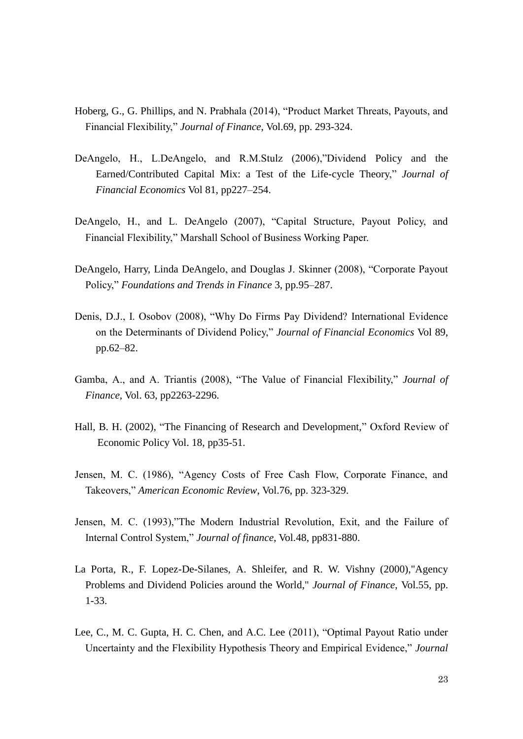Hoberg, G., G. Phillips, and N. Prabhala (2014), "Product Market Threats, Payouts, and Financial Flexibility," *Journal of Finance*, Vol.69, pp. 293-324.

DeAngelo, H., L.DeAngelo, and R.M.Stulz (2006),"Dividend Policy and the Earned/Contributed Capital Mix: a Test of the Life-cycle Theory," *Journal of Financial Economics* Vol 81, pp227–254.

DeAngelo, H., and L. DeAngelo (2007), "Capital Structure, Payout Policy, and Financial Flexibility," Marshall School of Business Working Paper.

DeAngelo, Harry, Linda DeAngelo, and Douglas J. Skinner (2008), "Corporate Payout Policy," *Foundations and Trends in Finance* 3, pp.95–287.

Denis, D.J., I. Osobov (2008), "Why Do Firms Pay Dividend? International Evidence on the Determinants of Dividend Policy," *Journal of Financial Economics* Vol 89, pp.62–82.

Gamba, A., and A. Triantis (2008), "The Value of Financial Flexibility," *Journal of Finance*, Vol. 63, pp2263-2296.

Hall, B. H. (2002), "The Financing of Research and Development," Oxford Review of Economic Policy Vol. 18, pp35-51.

Jensen, M. C. (1986), "Agency Costs of Free Cash Flow, Corporate Finance, and Takeovers," *American Economic Review*, Vol.76, pp. 323-329.

Jensen, M. C. (1993),"The Modern Industrial Revolution, Exit, and the Failure of Internal Control System," *Journal of finance*, Vol.48, pp831-880.

La Porta, R., F. Lopez-De-Silanes, A. Shleifer, and R. W. Vishny (2000),"Agency Problems and Dividend Policies around the World," *Journal of Finance*, Vol.55, pp. 1-33.

Lee, C., M. C. Gupta, H. C. Chen, and A.C. Lee (2011), "Optimal Payout Ratio under Uncertainty and the Flexibility Hypothesis Theory and Empirical Evidence," *Journal*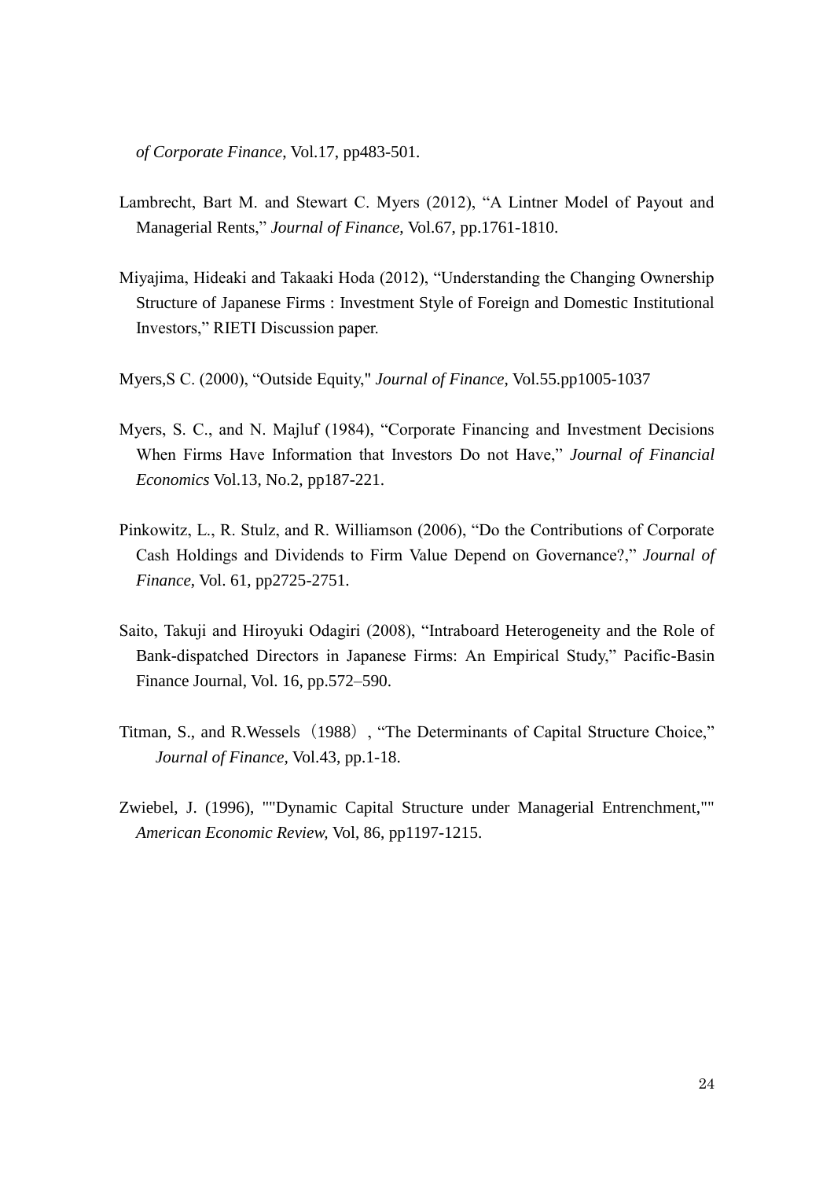*of Corporate Finance*, Vol.17, pp483-501.

Lambrecht, Bart M. and Stewart C. Myers (2012), "A Lintner Model of Payout and Managerial Rents," *Journal of Finance*, Vol.67, pp.1761-1810.

Miyajima, Hideaki and Takaaki Hoda (2012), "Understanding the Changing Ownership Structure of Japanese Firms : Investment Style of Foreign and Domestic Institutional Investors," RIETI Discussion paper.

Myers,S C. (2000), "Outside Equity," *Journal of Finance*, Vol.55.pp1005-1037

Myers, S. C., and N. Majluf (1984), "Corporate Financing and Investment Decisions When Firms Have Information that Investors Do not Have," *Journal of Financial Economics* Vol.13, No.2, pp187-221.

Pinkowitz, L., R. Stulz, and R. Williamson (2006), "Do the Contributions of Corporate Cash Holdings and Dividends to Firm Value Depend on Governance?," *Journal of Finance*, Vol. 61, pp2725-2751.

Saito, Takuji and Hiroyuki Odagiri (2008), "Intraboard Heterogeneity and the Role of Bank-dispatched Directors in Japanese Firms: An Empirical Study," Pacific-Basin Finance Journal, Vol. 16, pp.572–590.

Titman, S., and R.Wessels（1988）, "The Determinants of Capital Structure Choice," *Journal of Finance,* Vol.43, pp.1-18.

Zwiebel, J. (1996), ""Dynamic Capital Structure under Managerial Entrenchment,"" *American Economic Review,* Vol, 86, pp1197-1215.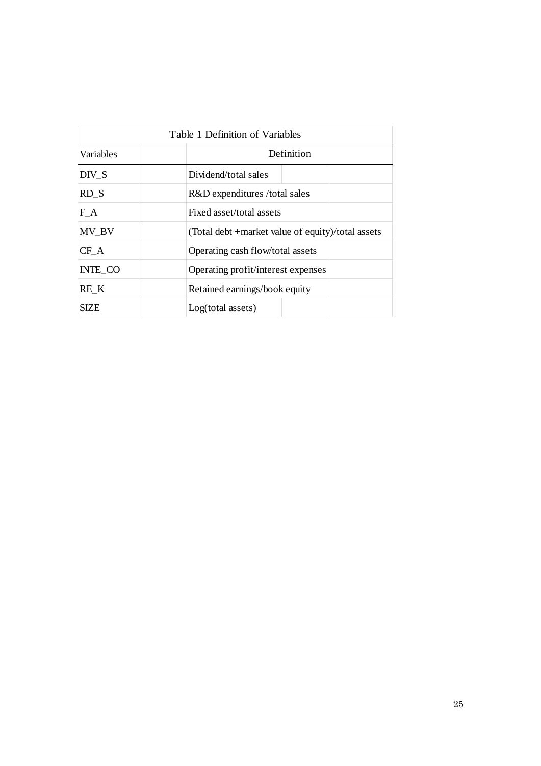Table 1 Definition of Variables

| Variables | Definition |
|---|---|
| DIV_S | Dividend/total sales |
| RD_S | R&D expenditures /total sales |
| F_A | Fixed asset/total assets |
| MV_BV | (Total debt +market value of equity)/total assets |
| CF_A | Operating cash flow/total assets |
| INTE_CO | Operating profit/interest expenses |
| RE_K | Retained earnings/book equity |
| SIZE | Log(total assets) |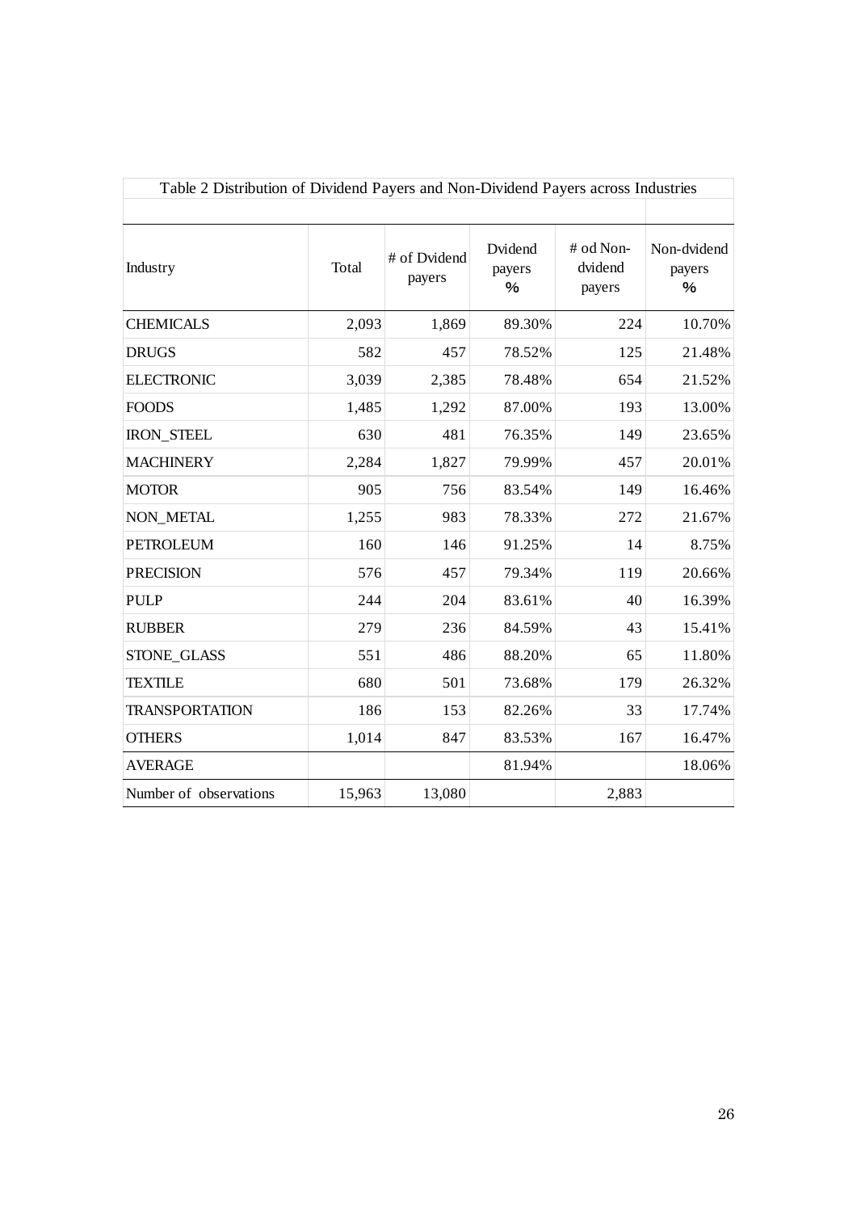Table 2 Distribution of Dividend Payers and Non-Dividend Payers across Industries

| Industry | Total | # of Dvidend payers | Dvidend payers % | # od Non-dvidend payers | Non-dvidend payers % |
|---|---|---|---|---|---|
| CHEMICALS | 2,093 | 1,869 | 89.30% | 224 | 10.70% |
| DRUGS | 582 | 457 | 78.52% | 125 | 21.48% |
| ELECTRONIC | 3,039 | 2,385 | 78.48% | 654 | 21.52% |
| FOODS | 1,485 | 1,292 | 87.00% | 193 | 13.00% |
| IRON_STEEL | 630 | 481 | 76.35% | 149 | 23.65% |
| MACHINERY | 2,284 | 1,827 | 79.99% | 457 | 20.01% |
| MOTOR | 905 | 756 | 83.54% | 149 | 16.46% |
| NON_METAL | 1,255 | 983 | 78.33% | 272 | 21.67% |
| PETROLEUM | 160 | 146 | 91.25% | 14 | 8.75% |
| PRECISION | 576 | 457 | 79.34% | 119 | 20.66% |
| PULP | 244 | 204 | 83.61% | 40 | 16.39% |
| RUBBER | 279 | 236 | 84.59% | 43 | 15.41% |
| STONE_GLASS | 551 | 486 | 88.20% | 65 | 11.80% |
| TEXTILE | 680 | 501 | 73.68% | 179 | 26.32% |
| TRANSPORTATION | 186 | 153 | 82.26% | 33 | 17.74% |
| OTHERS | 1,014 | 847 | 83.53% | 167 | 16.47% |
| AVERAGE | | | 81.94% | | 18.06% |
| Number of observations | 15,963 | 13,080 | | 2,883 | |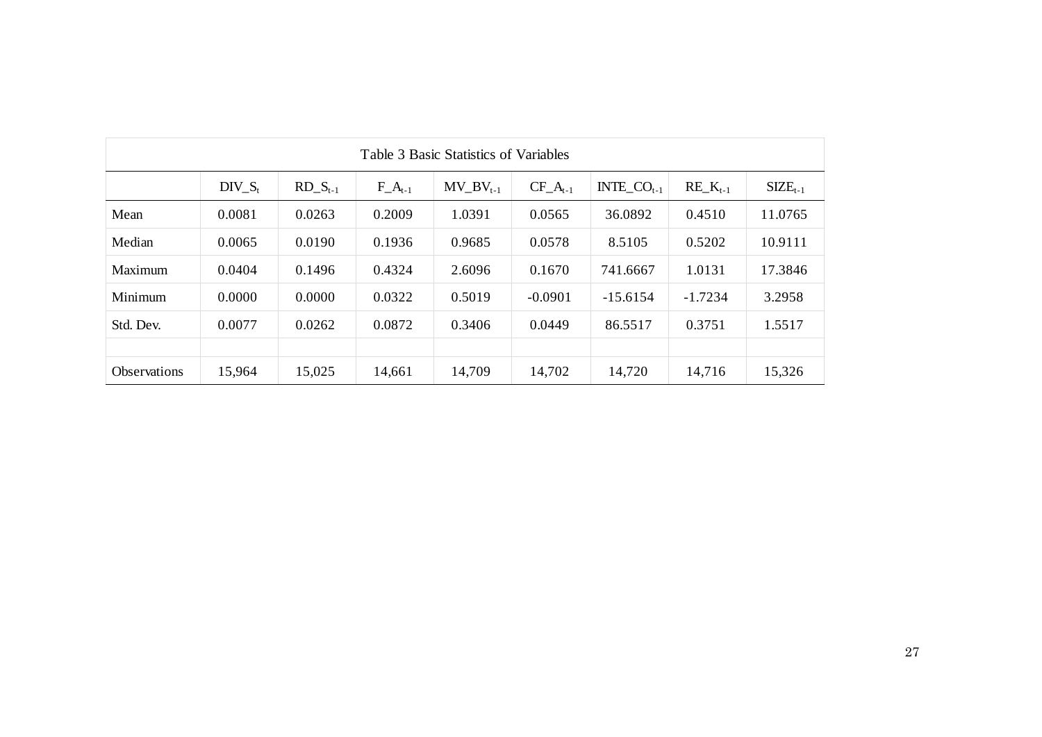Table 3 Basic Statistics of Variables

| | $DIV\_S_t$ | $RD\_S_{t-1}$ | $F\_A_{t-1}$ | $MV\_BV_{t-1}$ | $CF\_A_{t-1}$ | $INTE\_CO_{t-1}$ | $RE\_K_{t-1}$ | $SIZE_{t-1}$ |
|---|---|---|---|---|---|---|---|---|
| Mean | 0.0081 | 0.0263 | 0.2009 | 1.0391 | 0.0565 | 36.0892 | 0.4510 | 11.0765 |
| Median | 0.0065 | 0.0190 | 0.1936 | 0.9685 | 0.0578 | 8.5105 | 0.5202 | 10.9111 |
| Maximum | 0.0404 | 0.1496 | 0.4324 | 2.6096 | 0.1670 | 741.6667 | 1.0131 | 17.3846 |
| Minimum | 0.0000 | 0.0000 | 0.0322 | 0.5019 | -0.0901 | -15.6154 | -1.7234 | 3.2958 |
| Std. Dev. | 0.0077 | 0.0262 | 0.0872 | 0.3406 | 0.0449 | 86.5517 | 0.3751 | 1.5517 |
| | | | | | | | | |
| Observations | 15,964 | 15,025 | 14,661 | 14,709 | 14,702 | 14,720 | 14,716 | 15,326 |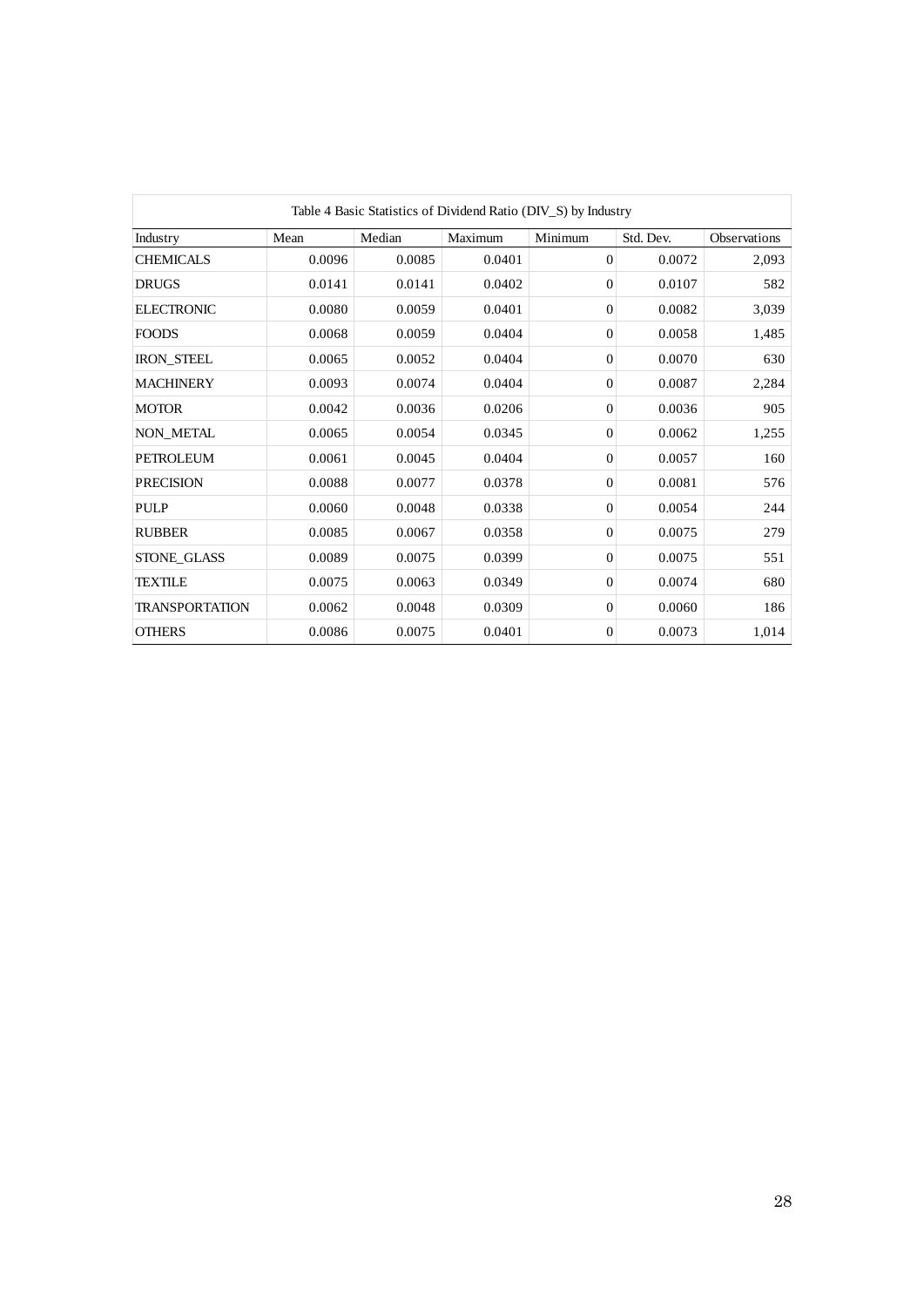Table 4 Basic Statistics of Dividend Ratio (DIV_S) by Industry

| Industry | Mean | Median | Maximum | Minimum | Std. Dev. | Observations |
|---|---|---|---|---|---|---|
| CHEMICALS | 0.0096 | 0.0085 | 0.0401 | 0 | 0.0072 | 2,093 |
| DRUGS | 0.0141 | 0.0141 | 0.0402 | 0 | 0.0107 | 582 |
| ELECTRONIC | 0.0080 | 0.0059 | 0.0401 | 0 | 0.0082 | 3,039 |
| FOODS | 0.0068 | 0.0059 | 0.0404 | 0 | 0.0058 | 1,485 |
| IRON_STEEL | 0.0065 | 0.0052 | 0.0404 | 0 | 0.0070 | 630 |
| MACHINERY | 0.0093 | 0.0074 | 0.0404 | 0 | 0.0087 | 2,284 |
| MOTOR | 0.0042 | 0.0036 | 0.0206 | 0 | 0.0036 | 905 |
| NON_METAL | 0.0065 | 0.0054 | 0.0345 | 0 | 0.0062 | 1,255 |
| PETROLEUM | 0.0061 | 0.0045 | 0.0404 | 0 | 0.0057 | 160 |
| PRECISION | 0.0088 | 0.0077 | 0.0378 | 0 | 0.0081 | 576 |
| PULP | 0.0060 | 0.0048 | 0.0338 | 0 | 0.0054 | 244 |
| RUBBER | 0.0085 | 0.0067 | 0.0358 | 0 | 0.0075 | 279 |
| STONE_GLASS | 0.0089 | 0.0075 | 0.0399 | 0 | 0.0075 | 551 |
| TEXTILE | 0.0075 | 0.0063 | 0.0349 | 0 | 0.0074 | 680 |
| TRANSPORTATION | 0.0062 | 0.0048 | 0.0309 | 0 | 0.0060 | 186 |
| OTHERS | 0.0086 | 0.0075 | 0.0401 | 0 | 0.0073 | 1,014 |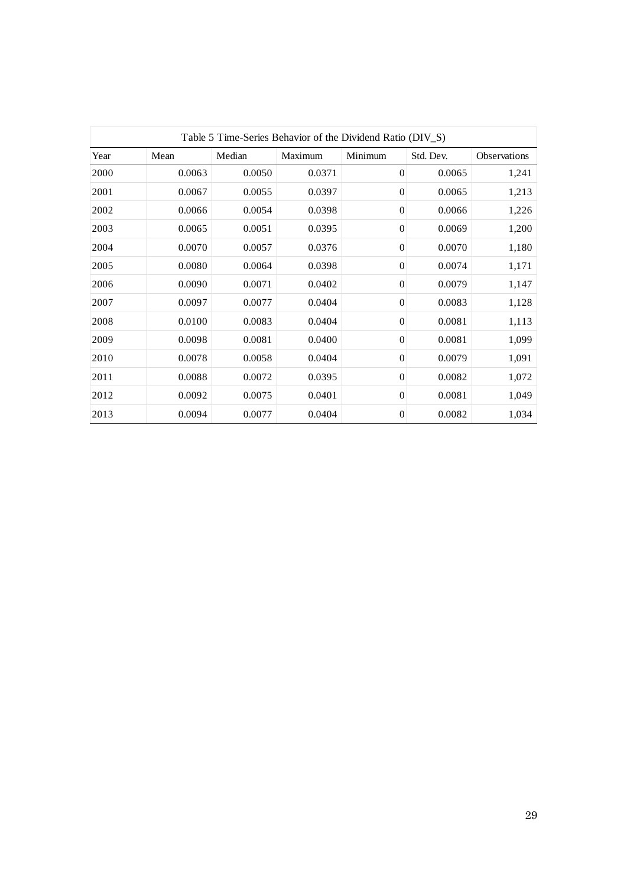Table 5 Time-Series Behavior of the Dividend Ratio (DIV_S)

| Year | Mean | Median | Maximum | Minimum | Std. Dev. | Observations |
|---|---|---|---|---|---|---|
| 2000 | 0.0063 | 0.0050 | 0.0371 | 0 | 0.0065 | 1,241 |
| 2001 | 0.0067 | 0.0055 | 0.0397 | 0 | 0.0065 | 1,213 |
| 2002 | 0.0066 | 0.0054 | 0.0398 | 0 | 0.0066 | 1,226 |
| 2003 | 0.0065 | 0.0051 | 0.0395 | 0 | 0.0069 | 1,200 |
| 2004 | 0.0070 | 0.0057 | 0.0376 | 0 | 0.0070 | 1,180 |
| 2005 | 0.0080 | 0.0064 | 0.0398 | 0 | 0.0074 | 1,171 |
| 2006 | 0.0090 | 0.0071 | 0.0402 | 0 | 0.0079 | 1,147 |
| 2007 | 0.0097 | 0.0077 | 0.0404 | 0 | 0.0083 | 1,128 |
| 2008 | 0.0100 | 0.0083 | 0.0404 | 0 | 0.0081 | 1,113 |
| 2009 | 0.0098 | 0.0081 | 0.0400 | 0 | 0.0081 | 1,099 |
| 2010 | 0.0078 | 0.0058 | 0.0404 | 0 | 0.0079 | 1,091 |
| 2011 | 0.0088 | 0.0072 | 0.0395 | 0 | 0.0082 | 1,072 |
| 2012 | 0.0092 | 0.0075 | 0.0401 | 0 | 0.0081 | 1,049 |
| 2013 | 0.0094 | 0.0077 | 0.0404 | 0 | 0.0082 | 1,034 |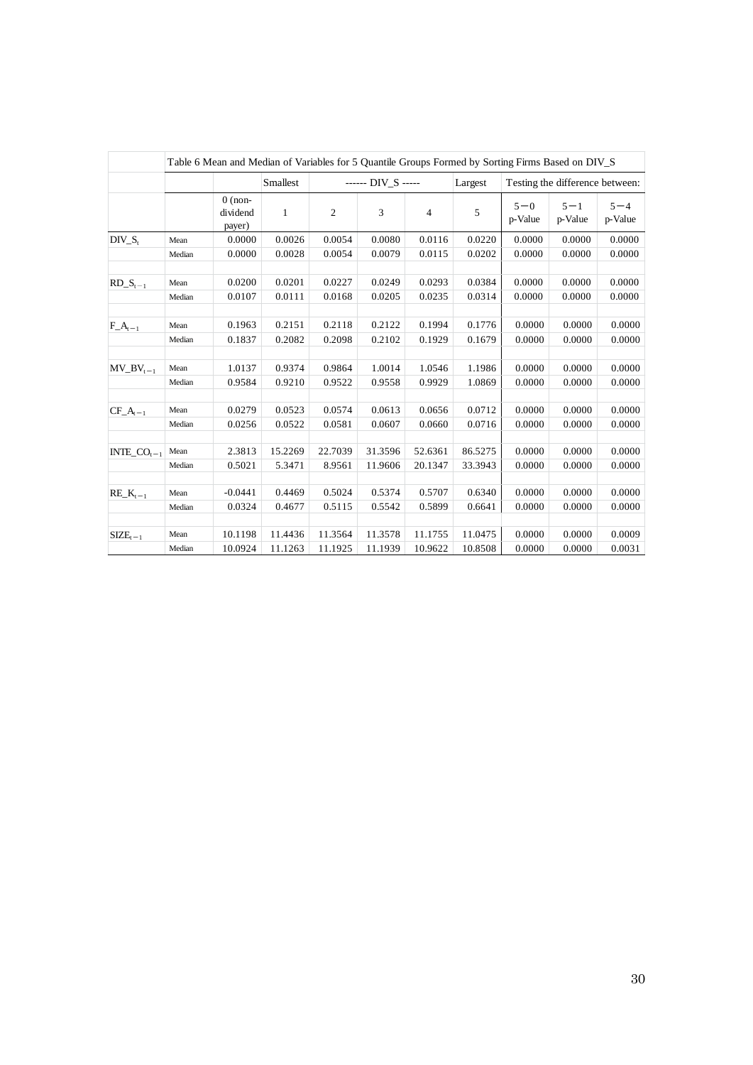Table 6 Mean and Median of Variables for 5 Quantile Groups Formed by Sorting Firms Based on DIV_S

| | | | Smallest | ------ DIV_S ----- | | | Largest | Testing the difference between: | | |
|---|---|---|---|---|---|---|---|---|---|---|
| | | 0 (non-dividend payer) | 1 | 2 | 3 | 4 | 5 | 5−0 p-Value | 5−1 p-Value | 5−4 p-Value |
| $DIV\_S_t$ | Mean | 0.0000 | 0.0026 | 0.0054 | 0.0080 | 0.0116 | 0.0220 | 0.0000 | 0.0000 | 0.0000 |
| | Median | 0.0000 | 0.0028 | 0.0054 | 0.0079 | 0.0115 | 0.0202 | 0.0000 | 0.0000 | 0.0000 |
| $RD\_S_{t-1}$ | Mean | 0.0200 | 0.0201 | 0.0227 | 0.0249 | 0.0293 | 0.0384 | 0.0000 | 0.0000 | 0.0000 |
| | Median | 0.0107 | 0.0111 | 0.0168 | 0.0205 | 0.0235 | 0.0314 | 0.0000 | 0.0000 | 0.0000 |
| $F\_A_{t-1}$ | Mean | 0.1963 | 0.2151 | 0.2118 | 0.2122 | 0.1994 | 0.1776 | 0.0000 | 0.0000 | 0.0000 |
| | Median | 0.1837 | 0.2082 | 0.2098 | 0.2102 | 0.1929 | 0.1679 | 0.0000 | 0.0000 | 0.0000 |
| $MV\_BV_{t-1}$ | Mean | 1.0137 | 0.9374 | 0.9864 | 1.0014 | 1.0546 | 1.1986 | 0.0000 | 0.0000 | 0.0000 |
| | Median | 0.9584 | 0.9210 | 0.9522 | 0.9558 | 0.9929 | 1.0869 | 0.0000 | 0.0000 | 0.0000 |
| $CF\_A_{t-1}$ | Mean | 0.0279 | 0.0523 | 0.0574 | 0.0613 | 0.0656 | 0.0712 | 0.0000 | 0.0000 | 0.0000 |
| | Median | 0.0256 | 0.0522 | 0.0581 | 0.0607 | 0.0660 | 0.0716 | 0.0000 | 0.0000 | 0.0000 |
| $INTE\_CO_{t-1}$ | Mean | 2.3813 | 15.2269 | 22.7039 | 31.3596 | 52.6361 | 86.5275 | 0.0000 | 0.0000 | 0.0000 |
| | Median | 0.5021 | 5.3471 | 8.9561 | 11.9606 | 20.1347 | 33.3943 | 0.0000 | 0.0000 | 0.0000 |
| $RE\_K_{t-1}$ | Mean | -0.0441 | 0.4469 | 0.5024 | 0.5374 | 0.5707 | 0.6340 | 0.0000 | 0.0000 | 0.0000 |
| | Median | 0.0324 | 0.4677 | 0.5115 | 0.5542 | 0.5899 | 0.6641 | 0.0000 | 0.0000 | 0.0000 |
| $SIZE_{t-1}$ | Mean | 10.1198 | 11.4436 | 11.3564 | 11.3578 | 11.1755 | 11.0475 | 0.0000 | 0.0000 | 0.0009 |
| | Median | 10.0924 | 11.1263 | 11.1925 | 11.1939 | 10.9622 | 10.8508 | 0.0000 | 0.0000 | 0.0031 |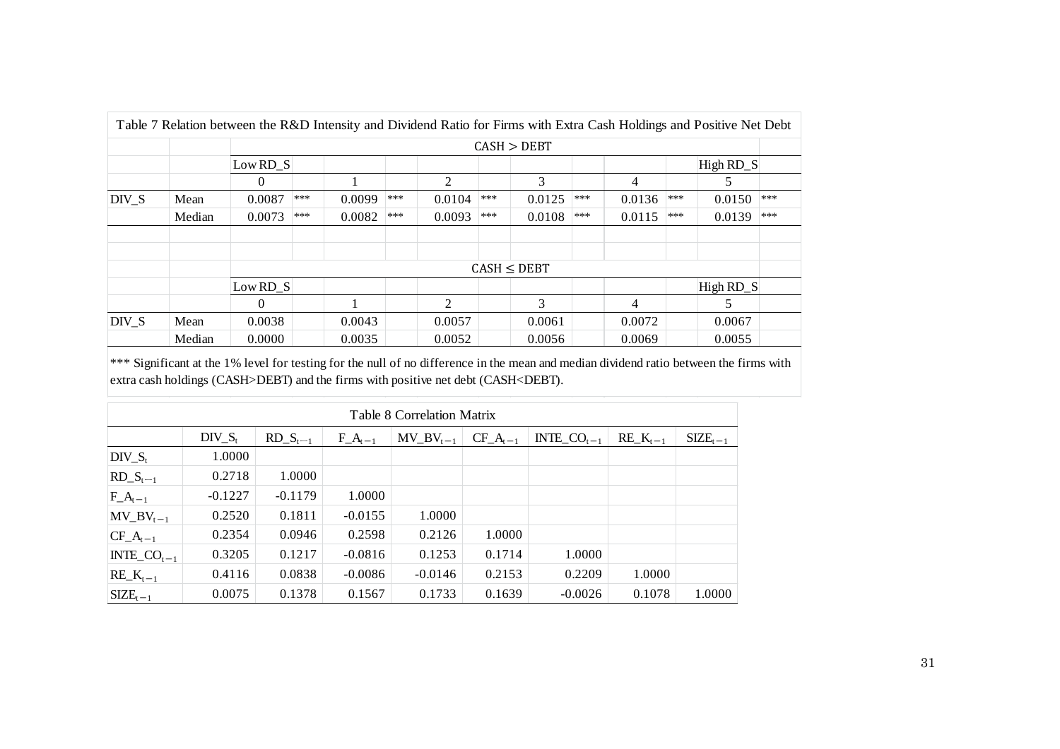Table 7 Relation between the R&D Intensity and Dividend Ratio for Firms with Extra Cash Holdings and Positive Net Debt

| | | CASH > DEBT | | | | | | | | | | | |
|---|---|---|---|---|---|---|---|---|---|---|---|---|---|
| | | Low RD_S | | | | | | | | | | High RD_S | |
| | | 0 | | 1 | | 2 | | 3 | | 4 | | 5 | |
| DIV_S | Mean | 0.0087 | *** | 0.0099 | *** | 0.0104 | *** | 0.0125 | *** | 0.0136 | *** | 0.0150 | *** |
| | Median | 0.0073 | *** | 0.0082 | *** | 0.0093 | *** | 0.0108 | *** | 0.0115 | *** | 0.0139 | *** |
| | | **CASH ≤ DEBT** | | | | | | | | | | | |
| | | Low RD_S | | | | | | | | | | High RD_S | |
| | | 0 | | 1 | | 2 | | 3 | | 4 | | 5 | |
| DIV_S | Mean | 0.0038 | | 0.0043 | | 0.0057 | | 0.0061 | | 0.0072 | | 0.0067 | |
| | Median | 0.0000 | | 0.0035 | | 0.0052 | | 0.0056 | | 0.0069 | | 0.0055 | |

*** Significant at the 1% level for testing for the null of no difference in the mean and median dividend ratio between the firms with extra cash holdings (CASH>DEBT) and the firms with positive net debt (CASH<DEBT).

Table 8 Correlation Matrix

| | $DIV\_S_t$ | $RD\_S_{t-1}$ | $F\_A_{t-1}$ | $MV\_BV_{t-1}$ | $CF\_A_{t-1}$ | $INTE\_CO_{t-1}$ | $RE\_K_{t-1}$ | $SIZE_{t-1}$ |
|---|---|---|---|---|---|---|---|---|
| $DIV\_S_t$ | 1.0000 | | | | | | | |
| $RD\_S_{t-1}$ | 0.2718 | 1.0000 | | | | | | |
| $F\_A_{t-1}$ | -0.1227 | -0.1179 | 1.0000 | | | | | |
| $MV\_BV_{t-1}$ | 0.2520 | 0.1811 | -0.0155 | 1.0000 | | | | |
| $CF\_A_{t-1}$ | 0.2354 | 0.0946 | 0.2598 | 0.2126 | 1.0000 | | | |
| $INTE\_CO_{t-1}$ | 0.3205 | 0.1217 | -0.0816 | 0.1253 | 0.1714 | 1.0000 | | |
| $RE\_K_{t-1}$ | 0.4116 | 0.0838 | -0.0086 | -0.0146 | 0.2153 | 0.2209 | 1.0000 | |
| $SIZE_{t-1}$ | 0.0075 | 0.1378 | 0.1567 | 0.1733 | 0.1639 | -0.0026 | 0.1078 | 1.0000 |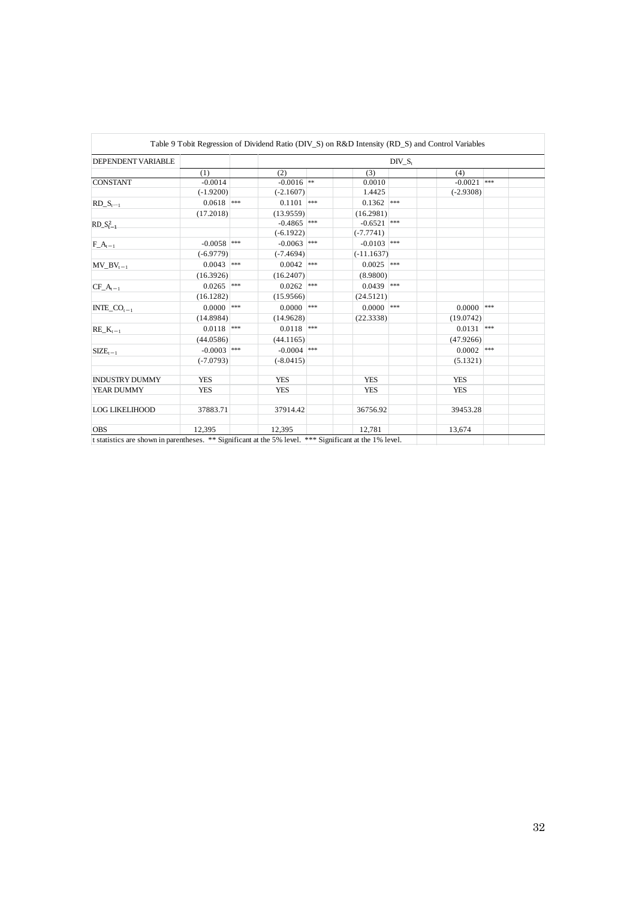Table 9 Tobit Regression of Dividend Ratio (DIV_S) on R&D Intensity (RD_S) and Control Variables

| DEPENDENT VARIABLE | $DIV\_S_t$ | | | | | | | |
|---|---|---|---|---|---|---|---|---|
| | (1) | | (2) | | (3) | | (4) | |
| CONSTANT | -0.0014 | | -0.0016 | ** | 0.0010 | | -0.0021 | *** |
| | (-1.9200) | | (-2.1607) | | 1.4425 | | (-2.9308) | |
| $RD\_S_{t-1}$ | 0.0618 | *** | 0.1101 | *** | 0.1362 | *** | | |
| | (17.2018) | | (13.9559) | | (16.2981) | | | |
| $RD\_S^2_{t-1}$ | | | -0.4865 | *** | -0.6521 | *** | | |
| | | | (-6.1922) | | (-7.7741) | | | |
| $F\_A_{t-1}$ | -0.0058 | *** | -0.0063 | *** | -0.0103 | *** | | |
| | (-6.9779) | | (-7.4694) | | (-11.1637) | | | |
| $MV\_BV_{t-1}$ | 0.0043 | *** | 0.0042 | *** | 0.0025 | *** | | |
| | (16.3926) | | (16.2407) | | (8.9800) | | | |
| $CF\_A_{t-1}$ | 0.0265 | *** | 0.0262 | *** | 0.0439 | *** | | |
| | (16.1282) | | (15.9566) | | (24.5121) | | | |
| $INTE\_CO_{t-1}$ | 0.0000 | *** | 0.0000 | *** | 0.0000 | *** | 0.0000 | *** |
| | (14.8984) | | (14.9628) | | (22.3338) | | (19.0742) | |
| $RE\_K_{t-1}$ | 0.0118 | *** | 0.0118 | *** | | | 0.0131 | *** |
| | (44.0586) | | (44.1165) | | | | (47.9266) | |
| $SIZE_{t-1}$ | -0.0003 | *** | -0.0004 | *** | | | 0.0002 | *** |
| | (-7.0793) | | (-8.0415) | | | | (5.1321) | |
| INDUSTRY DUMMY | YES | | YES | | YES | | YES | |
| YEAR DUMMY | YES | | YES | | YES | | YES | |
| LOG LIKELIHOOD | 37883.71 | | 37914.42 | | 36756.92 | | 39453.28 | |
| OBS | 12,395 | | 12,395 | | 12,781 | | 13,674 | |

t statistics are shown in parentheses. ** Significant at the 5% level. *** Significant at the 1% level.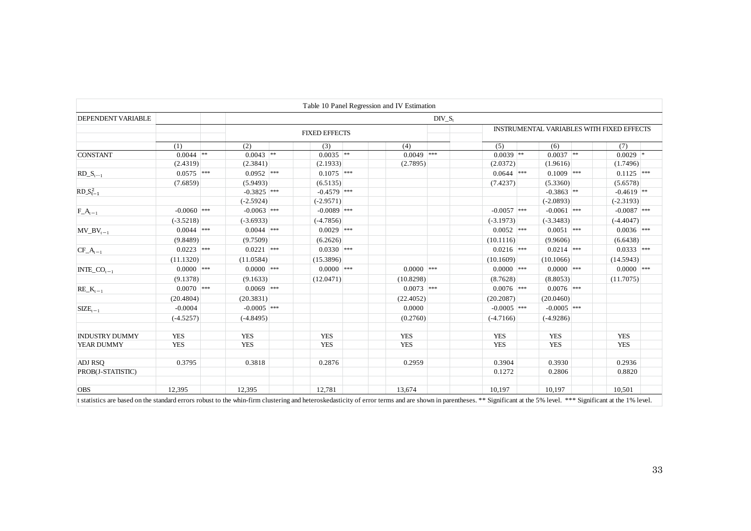Table 10 Panel Regression and IV Estimation

| DEPENDENT VARIABLE | $DIV\_S_t$ | | | | | | |
|---|---|---|---|---|---|---|---|
| | | FIXED EFFECTS | | | INSTRUMENTAL VARIABLES WITH FIXED EFFECTS | | |
| | (1) | (2) | (3) | (4) | (5) | (6) | (7) |
| CONSTANT | 0.0044 ** | 0.0043 ** | 0.0035 ** | 0.0049 *** | 0.0039 ** | 0.0037 ** | 0.0029 * |
| | (2.4319) | (2.3841) | (2.1933) | (2.7895) | (2.0372) | (1.9616) | (1.7496) |
| $RD\_S_{t-1}$ | 0.0575 *** | 0.0952 *** | 0.1075 *** | | 0.0644 *** | 0.1009 *** | 0.1125 *** |
| | (7.6859) | (5.9493) | (6.5135) | | (7.4237) | (5.3360) | (5.6578) |
| $RD\_S_{t-1}^2$ | | -0.3825 *** | -0.4579 *** | | | -0.3863 ** | -0.4619 ** |
| | | (-2.5924) | (-2.9571) | | | (-2.0893) | (-2.3193) |
| $F\_A_{t-1}$ | -0.0060 *** | -0.0063 *** | -0.0089 *** | | -0.0057 *** | -0.0061 *** | -0.0087 *** |
| | (-3.5218) | (-3.6933) | (-4.7856) | | (-3.1973) | (-3.3483) | (-4.4047) |
| $MV\_BV_{t-1}$ | 0.0044 *** | 0.0044 *** | 0.0029 *** | | 0.0052 *** | 0.0051 *** | 0.0036 *** |
| | (9.8489) | (9.7509) | (6.2626) | | (10.1116) | (9.9606) | (6.6438) |
| $CF\_A_{t-1}$ | 0.0223 *** | 0.0221 *** | 0.0330 *** | | 0.0216 *** | 0.0214 *** | 0.0333 *** |
| | (11.1320) | (11.0584) | (15.3896) | | (10.1609) | (10.1066) | (14.5943) |
| $INTE\_CO_{t-1}$ | 0.0000 *** | 0.0000 *** | 0.0000 *** | 0.0000 *** | 0.0000 *** | 0.0000 *** | 0.0000 *** |
| | (9.1378) | (9.1633) | (12.0471) | (10.8298) | (8.7628) | (8.8053) | (11.7075) |
| $RE\_K_{t-1}$ | 0.0070 *** | 0.0069 *** | | 0.0073 *** | 0.0076 *** | 0.0076 *** | |
| | (20.4804) | (20.3831) | | (22.4052) | (20.2087) | (20.0460) | |
| $SIZE_{t-1}$ | -0.0004 | -0.0005 *** | | 0.0000 | -0.0005 *** | -0.0005 *** | |
| | (-4.5257) | (-4.8495) | | (0.2760) | (-4.7166) | (-4.9286) | |
| INDUSTRY DUMMY | YES | YES | YES | YES | YES | YES | YES |
| YEAR DUMMY | YES | YES | YES | YES | YES | YES | YES |
| ADJ RSQ | 0.3795 | 0.3818 | 0.2876 | 0.2959 | 0.3904 | 0.3930 | 0.2936 |
| PROB(J-STATISTIC) | | | | | 0.1272 | 0.2806 | 0.8820 |
| OBS | 12,395 | 12,395 | 12,781 | 13,674 | 10,197 | 10,197 | 10,501 |

t statistics are based on the standard errors robust to the whin-firm clustering and heteroskedasticity of error terms and are shown in parentheses. ** Significant at the 5% level. *** Significant at the 1% level.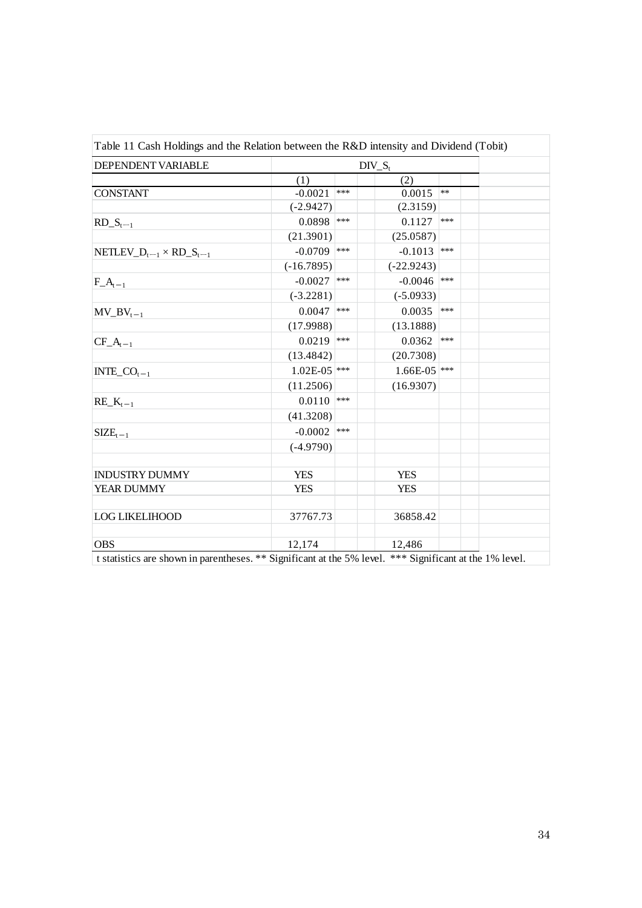Table 11 Cash Holdings and the Relation between the R&D intensity and Dividend (Tobit)

| DEPENDENT VARIABLE | $DIV\_S_t$ | |
|---|---|---|
| | (1) | (2) |
| CONSTANT | -0.0021 *** | 0.0015 ** |
| | (-2.9427) | (2.3159) |
| $RD\_S_{t-1}$ | 0.0898 *** | 0.1127 *** |
| | (21.3901) | (25.0587) |
| $NETLEV\_D_{t-1} \times RD\_S_{t-1}$ | -0.0709 *** | -0.1013 *** |
| | (-16.7895) | (-22.9243) |
| $F\_A_{t-1}$ | -0.0027 *** | -0.0046 *** |
| | (-3.2281) | (-5.0933) |
| $MV\_BV_{t-1}$ | 0.0047 *** | 0.0035 *** |
| | (17.9988) | (13.1888) |
| $CF\_A_{t-1}$ | 0.0219 *** | 0.0362 *** |
| | (13.4842) | (20.7308) |
| $INTE\_CO_{t-1}$ | 1.02E-05 *** | 1.66E-05 *** |
| | (11.2506) | (16.9307) |
| $RE\_K_{t-1}$ | 0.0110 *** | |
| | (41.3208) | |
| $SIZE_{t-1}$ | -0.0002 *** | |
| | (-4.9790) | |
| | | |
| INDUSTRY DUMMY | YES | YES |
| YEAR DUMMY | YES | YES |
| | | |
| LOG LIKELIHOOD | 37767.73 | 36858.42 |
| | | |
| OBS | 12,174 | 12,486 |

t statistics are shown in parentheses. ** Significant at the 5% level. *** Significant at the 1% level.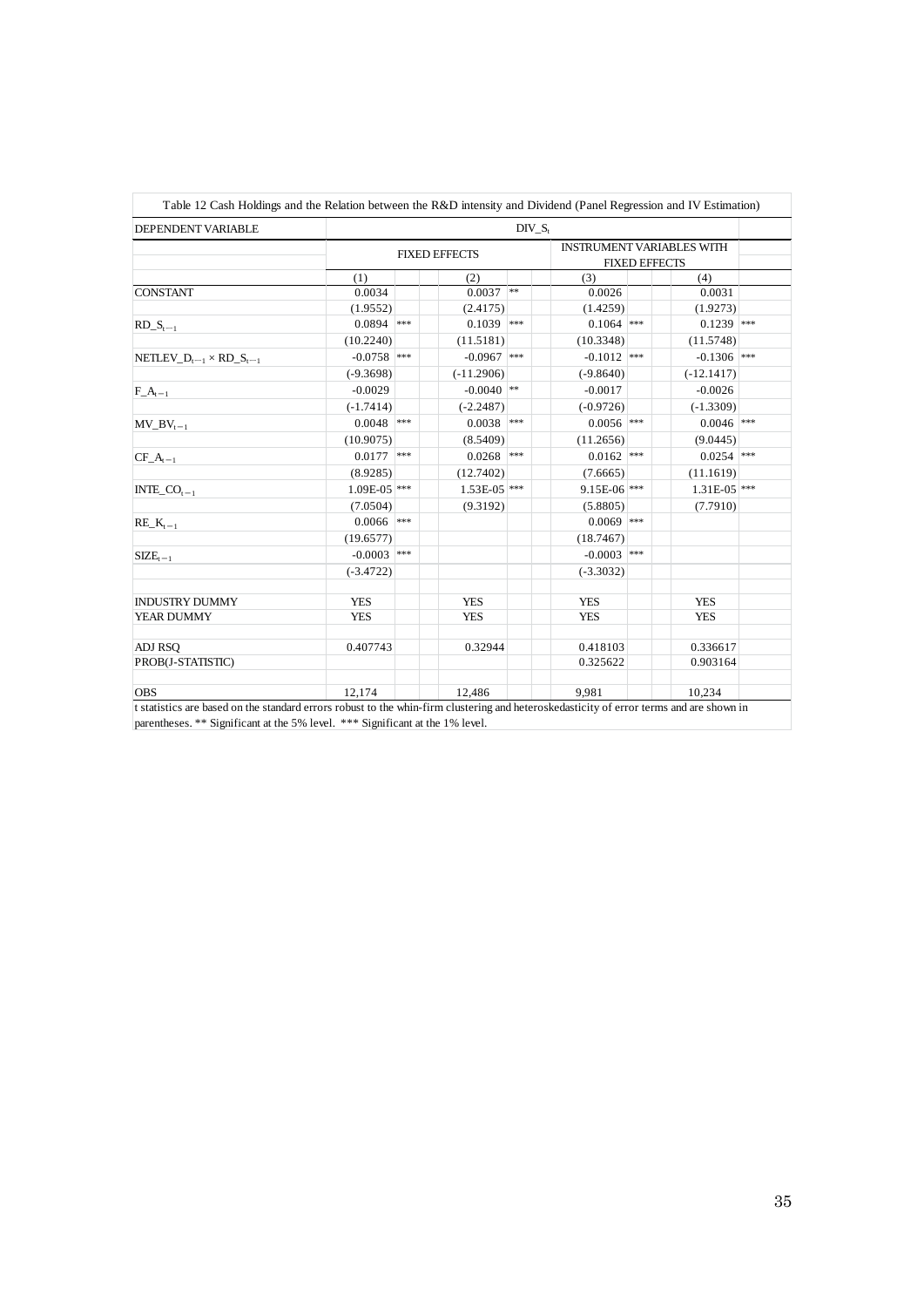Table 12 Cash Holdings and the Relation between the R&D intensity and Dividend (Panel Regression and IV Estimation)

| DEPENDENT VARIABLE | $DIV\_S_t$ | | | | | | | |
|---|---|---|---|---|---|---|---|---|
| | FIXED EFFECTS | | | | INSTRUMENT VARIABLES WITH FIXED EFFECTS | | | |
| | (1) | | (2) | | (3) | | (4) | |
| CONSTANT | 0.0034 | | 0.0037 | ** | 0.0026 | | 0.0031 | |
| | (1.9552) | | (2.4175) | | (1.4259) | | (1.9273) | |
| $RD\_S_{t-1}$ | 0.0894 | *** | 0.1039 | *** | 0.1064 | *** | 0.1239 | *** |
| | (10.2240) | | (11.5181) | | (10.3348) | | (11.5748) | |
| $NETLEV\_D_{t-1} \times RD\_S_{t-1}$ | -0.0758 | *** | -0.0967 | *** | -0.1012 | *** | -0.1306 | *** |
| | (-9.3698) | | (-11.2906) | | (-9.8640) | | (-12.1417) | |
| $F\_A_{t-1}$ | -0.0029 | | -0.0040 | ** | -0.0017 | | -0.0026 | |
| | (-1.7414) | | (-2.2487) | | (-0.9726) | | (-1.3309) | |
| $MV\_BV_{t-1}$ | 0.0048 | *** | 0.0038 | *** | 0.0056 | *** | 0.0046 | *** |
| | (10.9075) | | (8.5409) | | (11.2656) | | (9.0445) | |
| $CF\_A_{t-1}$ | 0.0177 | *** | 0.0268 | *** | 0.0162 | *** | 0.0254 | *** |
| | (8.9285) | | (12.7402) | | (7.6665) | | (11.1619) | |
| $INTE\_CO_{t-1}$ | 1.09E-05 | *** | 1.53E-05 | *** | 9.15E-06 | *** | 1.31E-05 | *** |
| | (7.0504) | | (9.3192) | | (5.8805) | | (7.7910) | |
| $RE\_K_{t-1}$ | 0.0066 | *** | | | 0.0069 | *** | | |
| | (19.6577) | | | | (18.7467) | | | |
| $SIZE_{t-1}$ | -0.0003 | *** | | | -0.0003 | *** | | |
| | (-3.4722) | | | | (-3.3032) | | | |
| INDUSTRY DUMMY | YES | | YES | | YES | | YES | |
| YEAR DUMMY | YES | | YES | | YES | | YES | |
| ADJ RSQ | 0.407743 | | 0.32944 | | 0.418103 | | 0.336617 | |
| PROB(J-STATISTIC) | | | | | 0.325622 | | 0.903164 | |
| OBS | 12,174 | | 12,486 | | 9,981 | | 10,234 | |

t statistics are based on the standard errors robust to the whin-firm clustering and heteroskedasticity of error terms and are shown in parentheses. ** Significant at the 5% level. *** Significant at the 1% level.